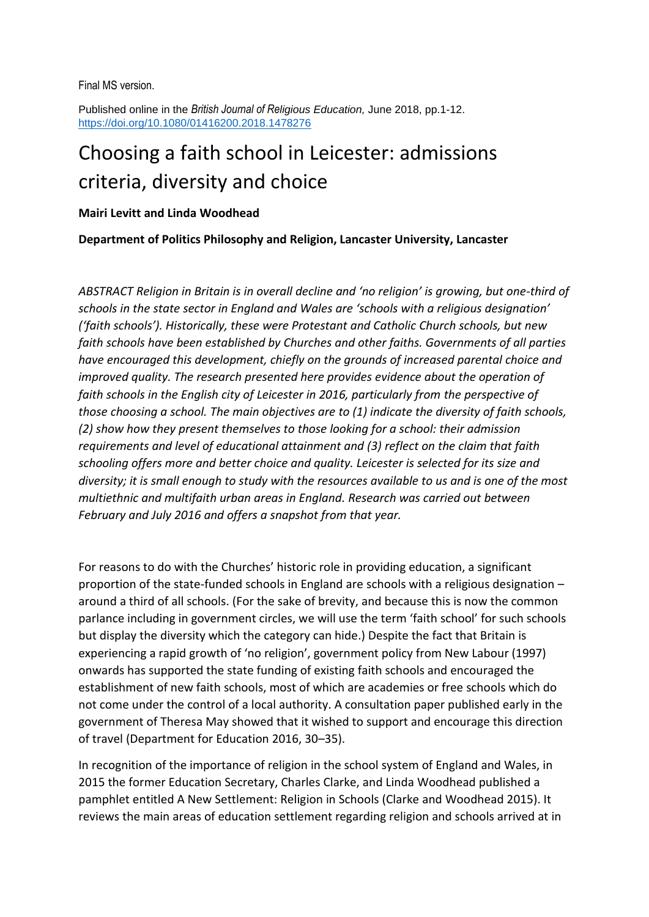Final MS version.

Published online in the *British Journal of Religious Education,* June 2018, pp.1-12. https://doi.org/10.1080/01416200.2018.1478276

# Choosing a faith school in Leicester: admissions criteria, diversity and choice

**Mairi Levitt and Linda Woodhead**

**Department of Politics Philosophy and Religion, Lancaster University, Lancaster**

*ABSTRACT Religion in Britain is in overall decline and 'no religion' is growing, but one-third of schools in the state sector in England and Wales are 'schools with a religious designation' ('faith schools'). Historically, these were Protestant and Catholic Church schools, but new faith schools have been established by Churches and other faiths. Governments of all parties have encouraged this development, chiefly on the grounds of increased parental choice and improved quality. The research presented here provides evidence about the operation of faith schools in the English city of Leicester in 2016, particularly from the perspective of those choosing a school. The main objectives are to (1) indicate the diversity of faith schools, (2) show how they present themselves to those looking for a school: their admission requirements and level of educational attainment and (3) reflect on the claim that faith schooling offers more and better choice and quality. Leicester is selected for its size and diversity; it is small enough to study with the resources available to us and is one of the most multiethnic and multifaith urban areas in England. Research was carried out between February and July 2016 and offers a snapshot from that year.*

For reasons to do with the Churches' historic role in providing education, a significant proportion of the state-funded schools in England are schools with a religious designation – around a third of all schools. (For the sake of brevity, and because this is now the common parlance including in government circles, we will use the term 'faith school' for such schools but display the diversity which the category can hide.) Despite the fact that Britain is experiencing a rapid growth of 'no religion', government policy from New Labour (1997) onwards has supported the state funding of existing faith schools and encouraged the establishment of new faith schools, most of which are academies or free schools which do not come under the control of a local authority. A consultation paper published early in the government of Theresa May showed that it wished to support and encourage this direction of travel (Department for Education 2016, 30–35).

In recognition of the importance of religion in the school system of England and Wales, in 2015 the former Education Secretary, Charles Clarke, and Linda Woodhead published a pamphlet entitled A New Settlement: Religion in Schools (Clarke and Woodhead 2015). It reviews the main areas of education settlement regarding religion and schools arrived at in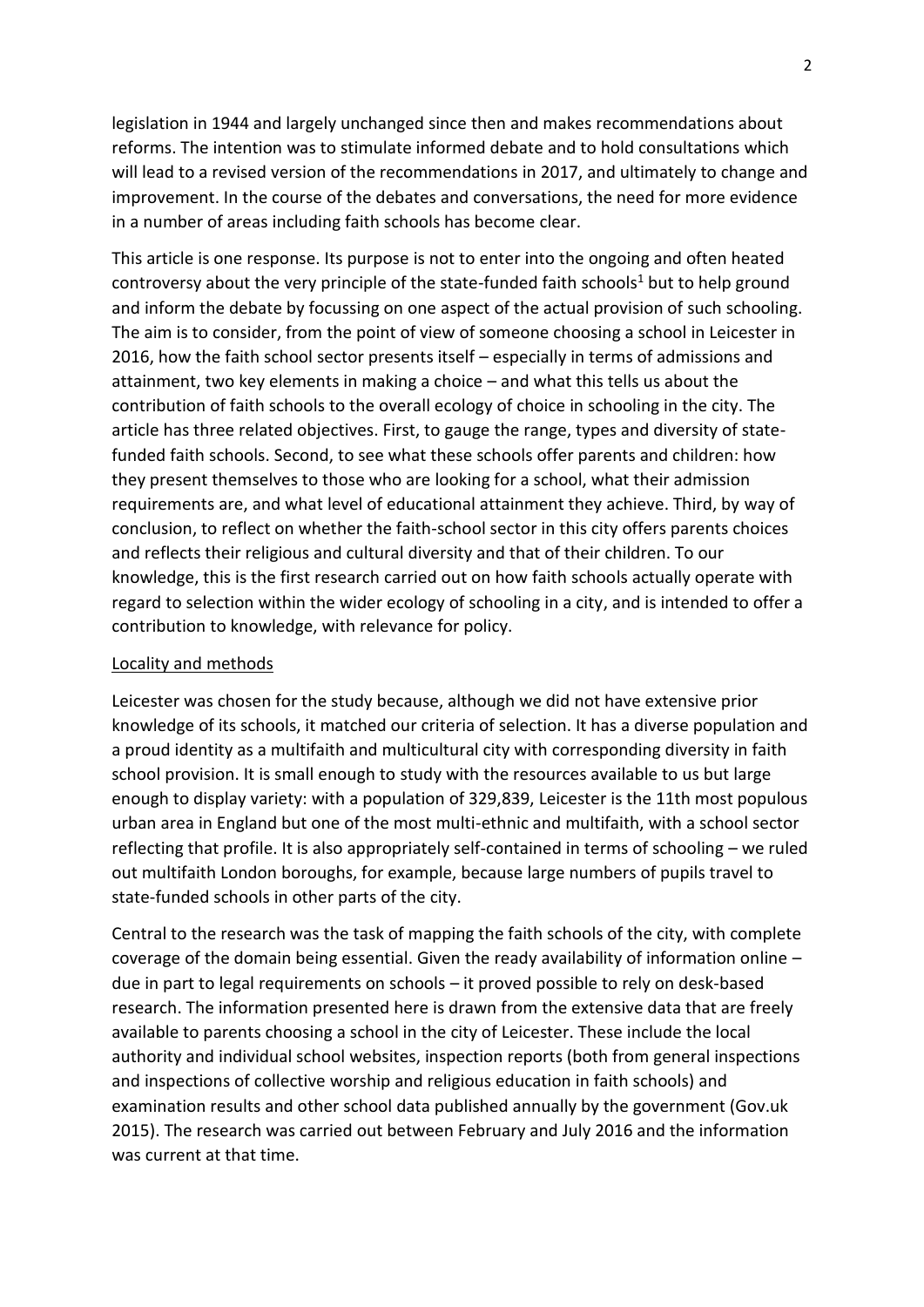legislation in 1944 and largely unchanged since then and makes recommendations about reforms. The intention was to stimulate informed debate and to hold consultations which will lead to a revised version of the recommendations in 2017, and ultimately to change and improvement. In the course of the debates and conversations, the need for more evidence in a number of areas including faith schools has become clear.

This article is one response. Its purpose is not to enter into the ongoing and often heated controversy about the very principle of the state-funded faith schools[1] but to help ground and inform the debate by focussing on one aspect of the actual provision of such schooling. The aim is to consider, from the point of view of someone choosing a school in Leicester in 2016, how the faith school sector presents itself – especially in terms of admissions and attainment, two key elements in making a choice – and what this tells us about the contribution of faith schools to the overall ecology of choice in schooling in the city. The article has three related objectives. First, to gauge the range, types and diversity of state-funded faith schools. Second, to see what these schools offer parents and children: how they present themselves to those who are looking for a school, what their admission requirements are, and what level of educational attainment they achieve. Third, by way of conclusion, to reflect on whether the faith-school sector in this city offers parents choices and reflects their religious and cultural diversity and that of their children. To our knowledge, this is the first research carried out on how faith schools actually operate with regard to selection within the wider ecology of schooling in a city, and is intended to offer a contribution to knowledge, with relevance for policy.

## Locality and methods

Leicester was chosen for the study because, although we did not have extensive prior knowledge of its schools, it matched our criteria of selection. It has a diverse population and a proud identity as a multifaith and multicultural city with corresponding diversity in faith school provision. It is small enough to study with the resources available to us but large enough to display variety: with a population of 329,839, Leicester is the 11th most populous urban area in England but one of the most multi-ethnic and multifaith, with a school sector reflecting that profile. It is also appropriately self-contained in terms of schooling – we ruled out multifaith London boroughs, for example, because large numbers of pupils travel to state-funded schools in other parts of the city.

Central to the research was the task of mapping the faith schools of the city, with complete coverage of the domain being essential. Given the ready availability of information online – due in part to legal requirements on schools – it proved possible to rely on desk-based research. The information presented here is drawn from the extensive data that are freely available to parents choosing a school in the city of Leicester. These include the local authority and individual school websites, inspection reports (both from general inspections and inspections of collective worship and religious education in faith schools) and examination results and other school data published annually by the government (Gov.uk 2015). The research was carried out between February and July 2016 and the information was current at that time.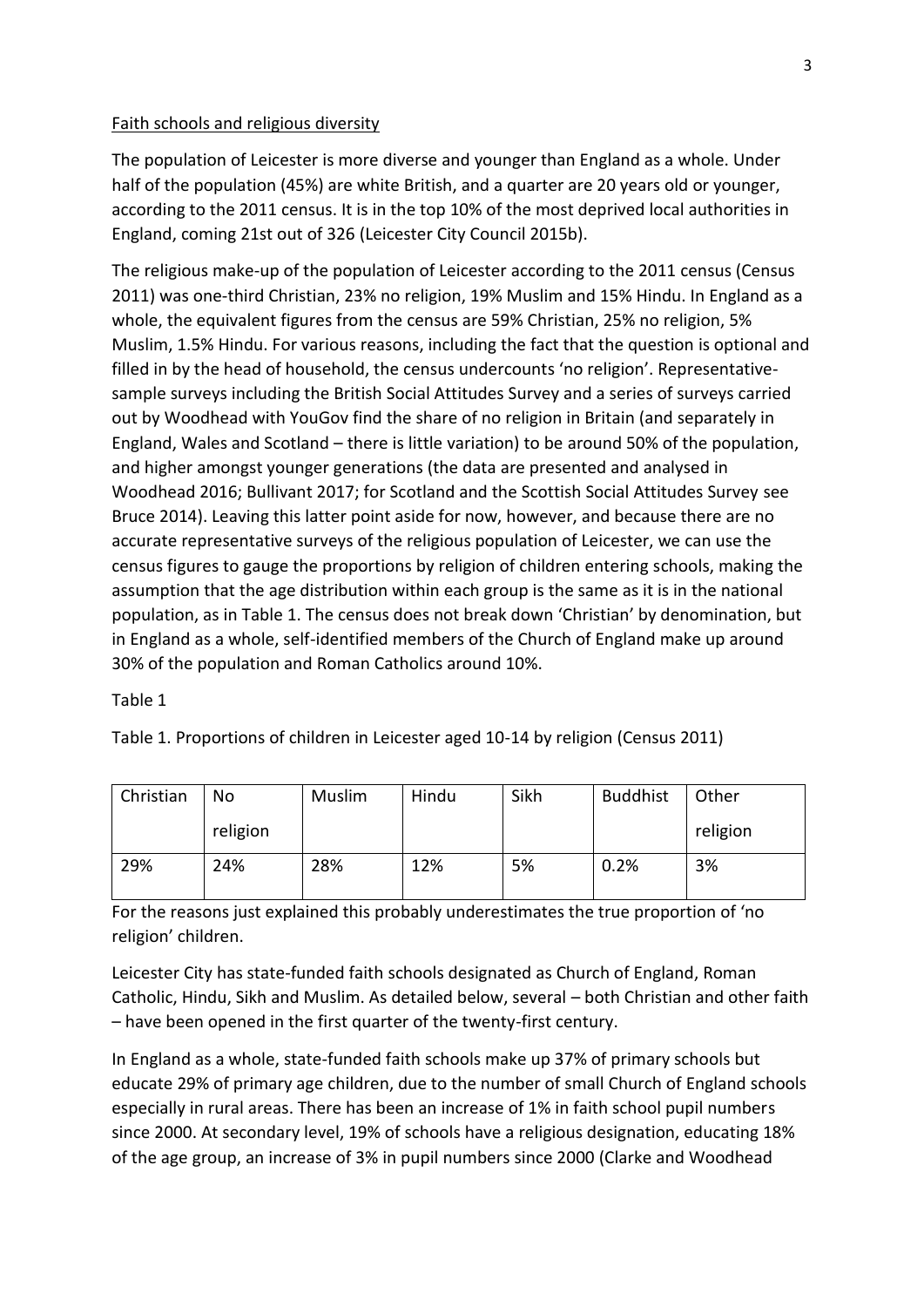Faith schools and religious diversity

The population of Leicester is more diverse and younger than England as a whole. Under half of the population (45%) are white British, and a quarter are 20 years old or younger, according to the 2011 census. It is in the top 10% of the most deprived local authorities in England, coming 21st out of 326 (Leicester City Council 2015b).

The religious make-up of the population of Leicester according to the 2011 census (Census 2011) was one-third Christian, 23% no religion, 19% Muslim and 15% Hindu. In England as a whole, the equivalent figures from the census are 59% Christian, 25% no religion, 5% Muslim, 1.5% Hindu. For various reasons, including the fact that the question is optional and filled in by the head of household, the census undercounts 'no religion'. Representative-sample surveys including the British Social Attitudes Survey and a series of surveys carried out by Woodhead with YouGov find the share of no religion in Britain (and separately in England, Wales and Scotland – there is little variation) to be around 50% of the population, and higher amongst younger generations (the data are presented and analysed in Woodhead 2016; Bullivant 2017; for Scotland and the Scottish Social Attitudes Survey see Bruce 2014). Leaving this latter point aside for now, however, and because there are no accurate representative surveys of the religious population of Leicester, we can use the census figures to gauge the proportions by religion of children entering schools, making the assumption that the age distribution within each group is the same as it is in the national population, as in Table 1. The census does not break down 'Christian' by denomination, but in England as a whole, self-identified members of the Church of England make up around 30% of the population and Roman Catholics around 10%.

Table 1

Table 1. Proportions of children in Leicester aged 10-14 by religion (Census 2011)

| Christian | No religion | Muslim | Hindu | Sikh | Buddhist | Other religion |
|---|---|---|---|---|---|---|
| 29% | 24% | 28% | 12% | 5% | 0.2% | 3% |

For the reasons just explained this probably underestimates the true proportion of 'no religion' children.

Leicester City has state-funded faith schools designated as Church of England, Roman Catholic, Hindu, Sikh and Muslim. As detailed below, several – both Christian and other faith – have been opened in the first quarter of the twenty-first century.

In England as a whole, state-funded faith schools make up 37% of primary schools but educate 29% of primary age children, due to the number of small Church of England schools especially in rural areas. There has been an increase of 1% in faith school pupil numbers since 2000. At secondary level, 19% of schools have a religious designation, educating 18% of the age group, an increase of 3% in pupil numbers since 2000 (Clarke and Woodhead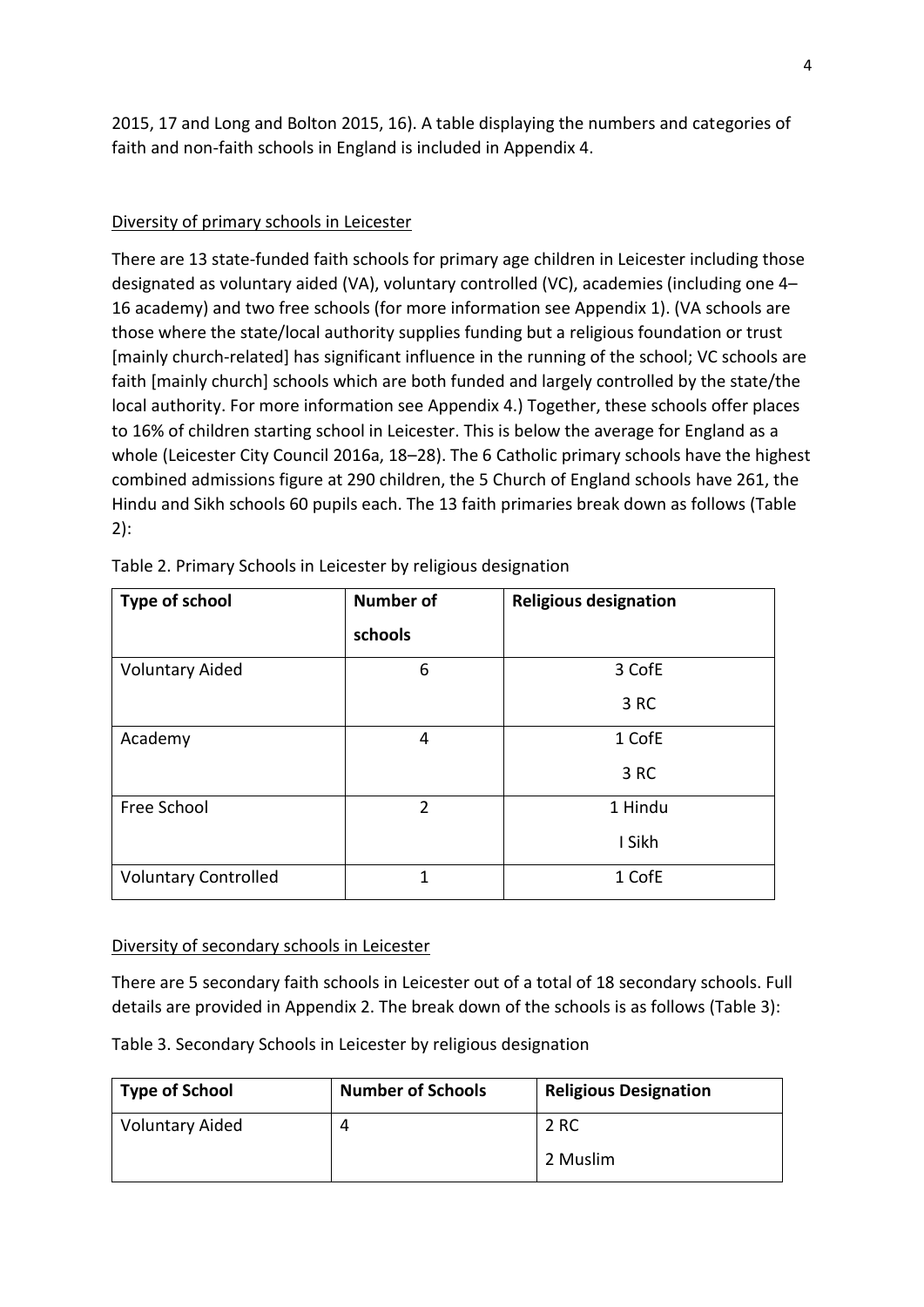2015, 17 and Long and Bolton 2015, 16). A table displaying the numbers and categories of faith and non-faith schools in England is included in Appendix 4.

<u>Diversity of primary schools in Leicester</u>

There are 13 state-funded faith schools for primary age children in Leicester including those designated as voluntary aided (VA), voluntary controlled (VC), academies (including one 4–16 academy) and two free schools (for more information see Appendix 1). (VA schools are those where the state/local authority supplies funding but a religious foundation or trust [mainly church-related] has significant influence in the running of the school; VC schools are faith [mainly church] schools which are both funded and largely controlled by the state/the local authority. For more information see Appendix 4.) Together, these schools offer places to 16% of children starting school in Leicester. This is below the average for England as a whole (Leicester City Council 2016a, 18–28). The 6 Catholic primary schools have the highest combined admissions figure at 290 children, the 5 Church of England schools have 261, the Hindu and Sikh schools 60 pupils each. The 13 faith primaries break down as follows (Table 2):

Table 2. Primary Schools in Leicester by religious designation

| Type of school | Number of schools | Religious designation |
|---|---|---|
| Voluntary Aided | 6 | 3 CofE<br>3 RC |
| Academy | 4 | 1 CofE<br>3 RC |
| Free School | 2 | 1 Hindu<br>I Sikh |
| Voluntary Controlled | 1 | 1 CofE |

<u>Diversity of secondary schools in Leicester</u>

There are 5 secondary faith schools in Leicester out of a total of 18 secondary schools. Full details are provided in Appendix 2. The break down of the schools is as follows (Table 3):

Table 3. Secondary Schools in Leicester by religious designation

| Type of School | Number of Schools | Religious Designation |
|---|---|---|
| Voluntary Aided | 4 | 2 RC<br>2 Muslim |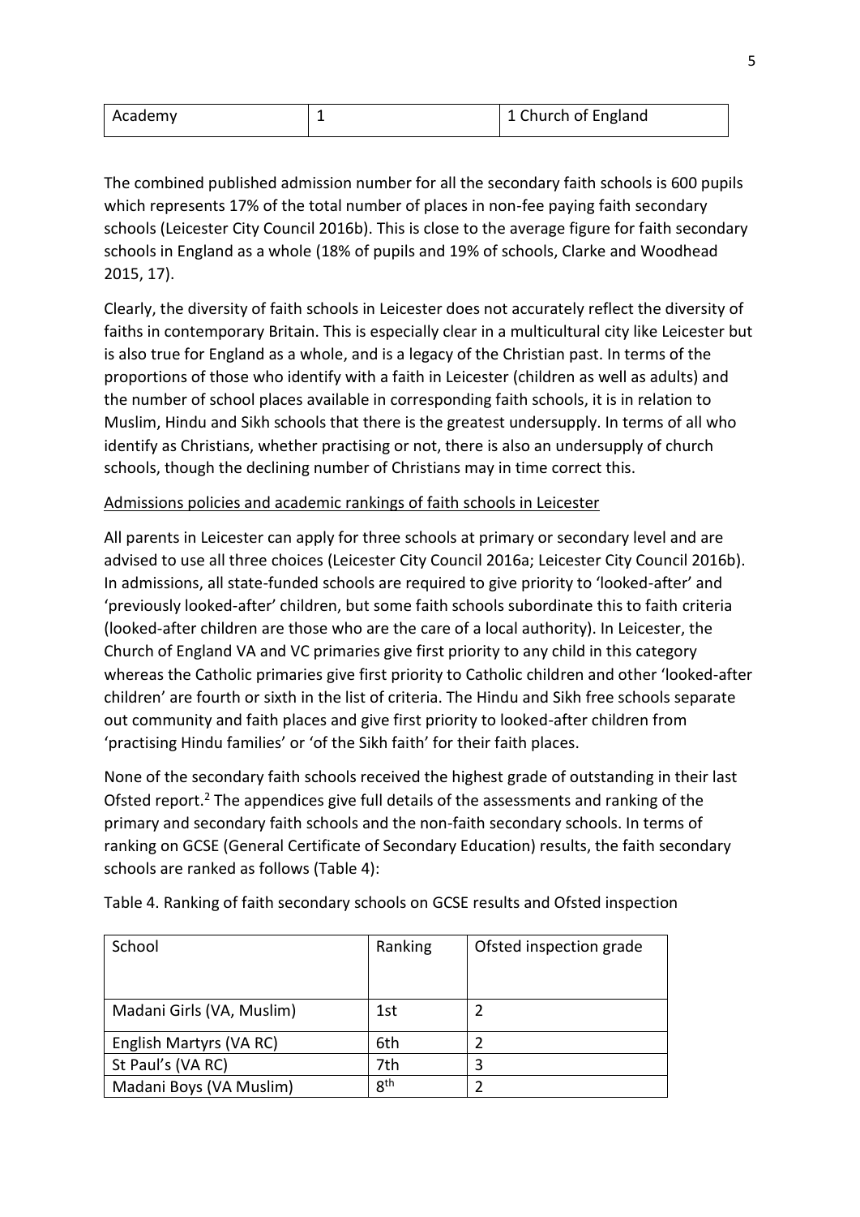| Academy | 1 | 1 Church of England |
|---|---|---|

The combined published admission number for all the secondary faith schools is 600 pupils which represents 17% of the total number of places in non-fee paying faith secondary schools (Leicester City Council 2016b). This is close to the average figure for faith secondary schools in England as a whole (18% of pupils and 19% of schools, Clarke and Woodhead 2015, 17).

Clearly, the diversity of faith schools in Leicester does not accurately reflect the diversity of faiths in contemporary Britain. This is especially clear in a multicultural city like Leicester but is also true for England as a whole, and is a legacy of the Christian past. In terms of the proportions of those who identify with a faith in Leicester (children as well as adults) and the number of school places available in corresponding faith schools, it is in relation to Muslim, Hindu and Sikh schools that there is the greatest undersupply. In terms of all who identify as Christians, whether practising or not, there is also an undersupply of church schools, though the declining number of Christians may in time correct this.

<u>Admissions policies and academic rankings of faith schools in Leicester</u>

All parents in Leicester can apply for three schools at primary or secondary level and are advised to use all three choices (Leicester City Council 2016a; Leicester City Council 2016b). In admissions, all state-funded schools are required to give priority to 'looked-after' and 'previously looked-after' children, but some faith schools subordinate this to faith criteria (looked-after children are those who are the care of a local authority). In Leicester, the Church of England VA and VC primaries give first priority to any child in this category whereas the Catholic primaries give first priority to Catholic children and other 'looked-after children' are fourth or sixth in the list of criteria. The Hindu and Sikh free schools separate out community and faith places and give first priority to looked-after children from 'practising Hindu families' or 'of the Sikh faith' for their faith places.

None of the secondary faith schools received the highest grade of outstanding in their last Ofsted report.[2] The appendices give full details of the assessments and ranking of the primary and secondary faith schools and the non-faith secondary schools. In terms of ranking on GCSE (General Certificate of Secondary Education) results, the faith secondary schools are ranked as follows (Table 4):

Table 4. Ranking of faith secondary schools on GCSE results and Ofsted inspection

| School | Ranking | Ofsted inspection grade |
|---|---|---|
| Madani Girls (VA, Muslim) | 1st | 2 |
| English Martyrs (VA RC) | 6th | 2 |
| St Paul's (VA RC) | 7th | 3 |
| Madani Boys (VA Muslim) | 8th | 2 |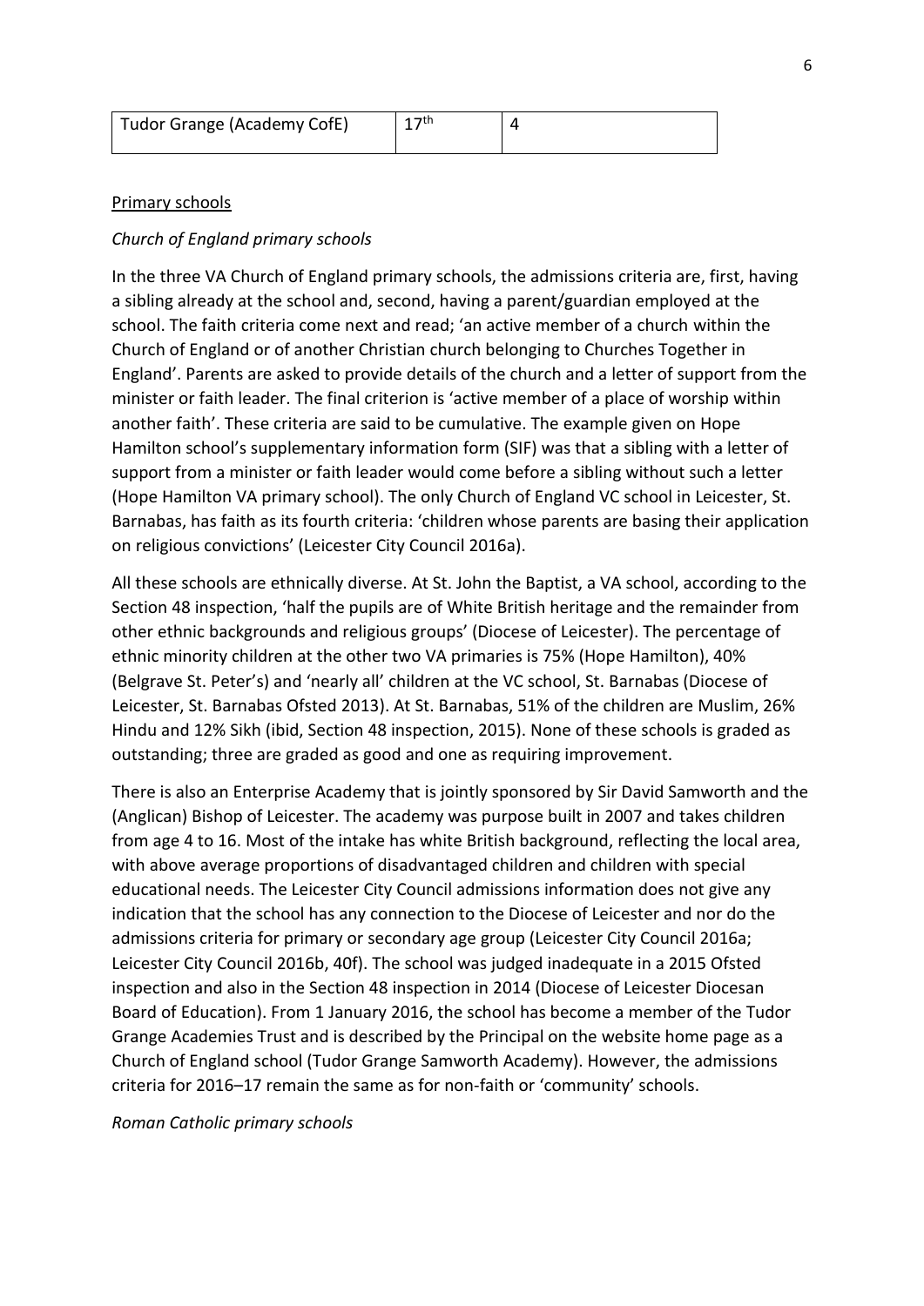| Tudor Grange (Academy CofE) | 17th | 4 |
|---|---|---|

Primary schools

*Church of England primary schools*

In the three VA Church of England primary schools, the admissions criteria are, first, having a sibling already at the school and, second, having a parent/guardian employed at the school. The faith criteria come next and read; 'an active member of a church within the Church of England or of another Christian church belonging to Churches Together in England'. Parents are asked to provide details of the church and a letter of support from the minister or faith leader. The final criterion is 'active member of a place of worship within another faith'. These criteria are said to be cumulative. The example given on Hope Hamilton school's supplementary information form (SIF) was that a sibling with a letter of support from a minister or faith leader would come before a sibling without such a letter (Hope Hamilton VA primary school). The only Church of England VC school in Leicester, St. Barnabas, has faith as its fourth criteria: 'children whose parents are basing their application on religious convictions' (Leicester City Council 2016a).

All these schools are ethnically diverse. At St. John the Baptist, a VA school, according to the Section 48 inspection, 'half the pupils are of White British heritage and the remainder from other ethnic backgrounds and religious groups' (Diocese of Leicester). The percentage of ethnic minority children at the other two VA primaries is 75% (Hope Hamilton), 40% (Belgrave St. Peter's) and 'nearly all' children at the VC school, St. Barnabas (Diocese of Leicester, St. Barnabas Ofsted 2013). At St. Barnabas, 51% of the children are Muslim, 26% Hindu and 12% Sikh (ibid, Section 48 inspection, 2015). None of these schools is graded as outstanding; three are graded as good and one as requiring improvement.

There is also an Enterprise Academy that is jointly sponsored by Sir David Samworth and the (Anglican) Bishop of Leicester. The academy was purpose built in 2007 and takes children from age 4 to 16. Most of the intake has white British background, reflecting the local area, with above average proportions of disadvantaged children and children with special educational needs. The Leicester City Council admissions information does not give any indication that the school has any connection to the Diocese of Leicester and nor do the admissions criteria for primary or secondary age group (Leicester City Council 2016a; Leicester City Council 2016b, 40f). The school was judged inadequate in a 2015 Ofsted inspection and also in the Section 48 inspection in 2014 (Diocese of Leicester Diocesan Board of Education). From 1 January 2016, the school has become a member of the Tudor Grange Academies Trust and is described by the Principal on the website home page as a Church of England school (Tudor Grange Samworth Academy). However, the admissions criteria for 2016–17 remain the same as for non-faith or 'community' schools.

*Roman Catholic primary schools*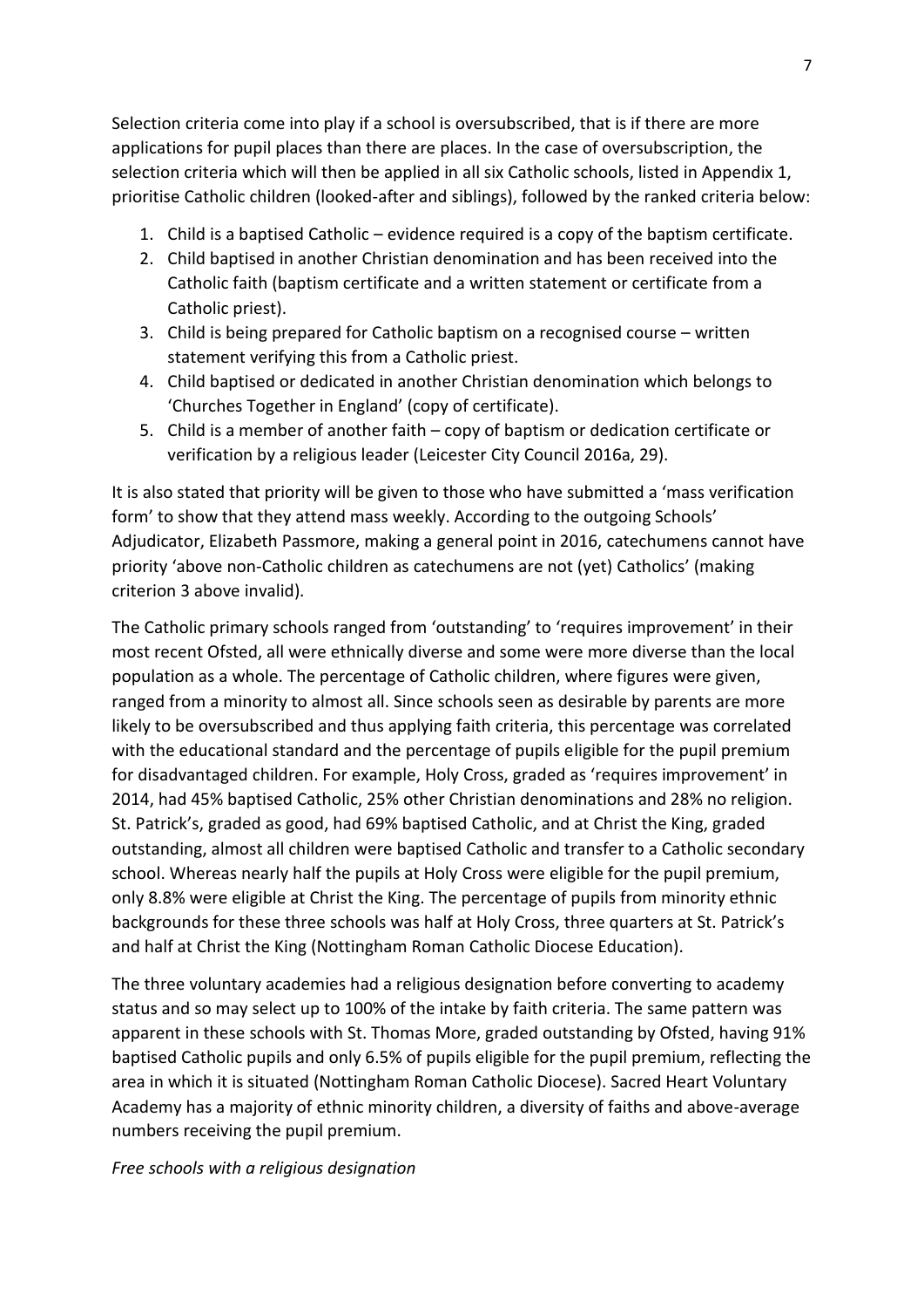Selection criteria come into play if a school is oversubscribed, that is if there are more applications for pupil places than there are places. In the case of oversubscription, the selection criteria which will then be applied in all six Catholic schools, listed in Appendix 1, prioritise Catholic children (looked-after and siblings), followed by the ranked criteria below:

1. Child is a baptised Catholic – evidence required is a copy of the baptism certificate.
2. Child baptised in another Christian denomination and has been received into the Catholic faith (baptism certificate and a written statement or certificate from a Catholic priest).
3. Child is being prepared for Catholic baptism on a recognised course – written statement verifying this from a Catholic priest.
4. Child baptised or dedicated in another Christian denomination which belongs to 'Churches Together in England' (copy of certificate).
5. Child is a member of another faith – copy of baptism or dedication certificate or verification by a religious leader (Leicester City Council 2016a, 29).

It is also stated that priority will be given to those who have submitted a 'mass verification form' to show that they attend mass weekly. According to the outgoing Schools' Adjudicator, Elizabeth Passmore, making a general point in 2016, catechumens cannot have priority 'above non-Catholic children as catechumens are not (yet) Catholics' (making criterion 3 above invalid).

The Catholic primary schools ranged from 'outstanding' to 'requires improvement' in their most recent Ofsted, all were ethnically diverse and some were more diverse than the local population as a whole. The percentage of Catholic children, where figures were given, ranged from a minority to almost all. Since schools seen as desirable by parents are more likely to be oversubscribed and thus applying faith criteria, this percentage was correlated with the educational standard and the percentage of pupils eligible for the pupil premium for disadvantaged children. For example, Holy Cross, graded as 'requires improvement' in 2014, had 45% baptised Catholic, 25% other Christian denominations and 28% no religion. St. Patrick's, graded as good, had 69% baptised Catholic, and at Christ the King, graded outstanding, almost all children were baptised Catholic and transfer to a Catholic secondary school. Whereas nearly half the pupils at Holy Cross were eligible for the pupil premium, only 8.8% were eligible at Christ the King. The percentage of pupils from minority ethnic backgrounds for these three schools was half at Holy Cross, three quarters at St. Patrick's and half at Christ the King (Nottingham Roman Catholic Diocese Education).

The three voluntary academies had a religious designation before converting to academy status and so may select up to 100% of the intake by faith criteria. The same pattern was apparent in these schools with St. Thomas More, graded outstanding by Ofsted, having 91% baptised Catholic pupils and only 6.5% of pupils eligible for the pupil premium, reflecting the area in which it is situated (Nottingham Roman Catholic Diocese). Sacred Heart Voluntary Academy has a majority of ethnic minority children, a diversity of faiths and above-average numbers receiving the pupil premium.

*Free schools with a religious designation*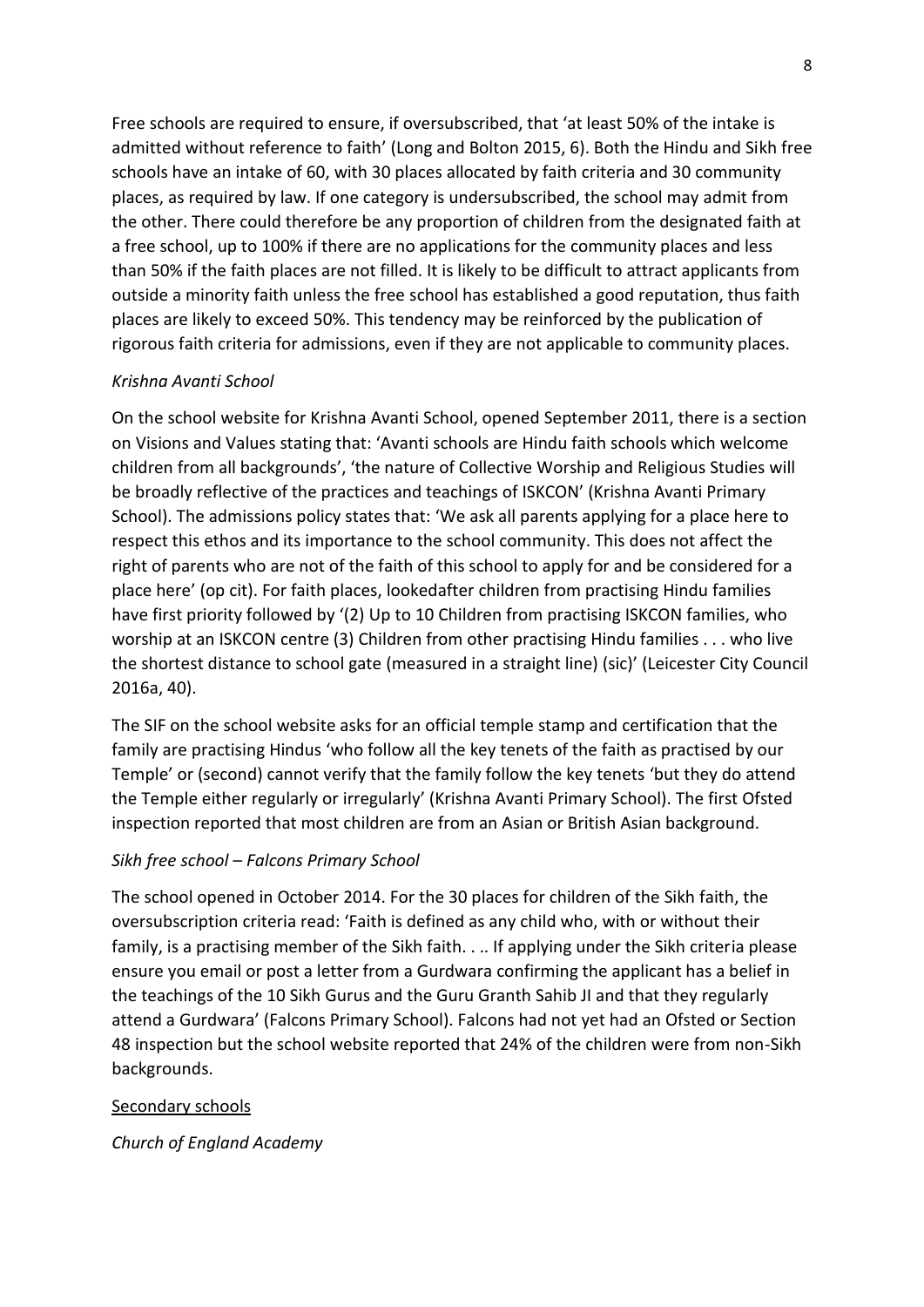Free schools are required to ensure, if oversubscribed, that 'at least 50% of the intake is admitted without reference to faith' (Long and Bolton 2015, 6). Both the Hindu and Sikh free schools have an intake of 60, with 30 places allocated by faith criteria and 30 community places, as required by law. If one category is undersubscribed, the school may admit from the other. There could therefore be any proportion of children from the designated faith at a free school, up to 100% if there are no applications for the community places and less than 50% if the faith places are not filled. It is likely to be difficult to attract applicants from outside a minority faith unless the free school has established a good reputation, thus faith places are likely to exceed 50%. This tendency may be reinforced by the publication of rigorous faith criteria for admissions, even if they are not applicable to community places.

*Krishna Avanti School*

On the school website for Krishna Avanti School, opened September 2011, there is a section on Visions and Values stating that: 'Avanti schools are Hindu faith schools which welcome children from all backgrounds', 'the nature of Collective Worship and Religious Studies will be broadly reflective of the practices and teachings of ISKCON' (Krishna Avanti Primary School). The admissions policy states that: 'We ask all parents applying for a place here to respect this ethos and its importance to the school community. This does not affect the right of parents who are not of the faith of this school to apply for and be considered for a place here' (op cit). For faith places, lookedafter children from practising Hindu families have first priority followed by '(2) Up to 10 Children from practising ISKCON families, who worship at an ISKCON centre (3) Children from other practising Hindu families . . . who live the shortest distance to school gate (measured in a straight line) (sic)' (Leicester City Council 2016a, 40).

The SIF on the school website asks for an official temple stamp and certification that the family are practising Hindus 'who follow all the key tenets of the faith as practised by our Temple' or (second) cannot verify that the family follow the key tenets 'but they do attend the Temple either regularly or irregularly' (Krishna Avanti Primary School). The first Ofsted inspection reported that most children are from an Asian or British Asian background.

*Sikh free school – Falcons Primary School*

The school opened in October 2014. For the 30 places for children of the Sikh faith, the oversubscription criteria read: 'Faith is defined as any child who, with or without their family, is a practising member of the Sikh faith. . .. If applying under the Sikh criteria please ensure you email or post a letter from a Gurdwara confirming the applicant has a belief in the teachings of the 10 Sikh Gurus and the Guru Granth Sahib JI and that they regularly attend a Gurdwara' (Falcons Primary School). Falcons had not yet had an Ofsted or Section 48 inspection but the school website reported that 24% of the children were from non-Sikh backgrounds.

Secondary schools

*Church of England Academy*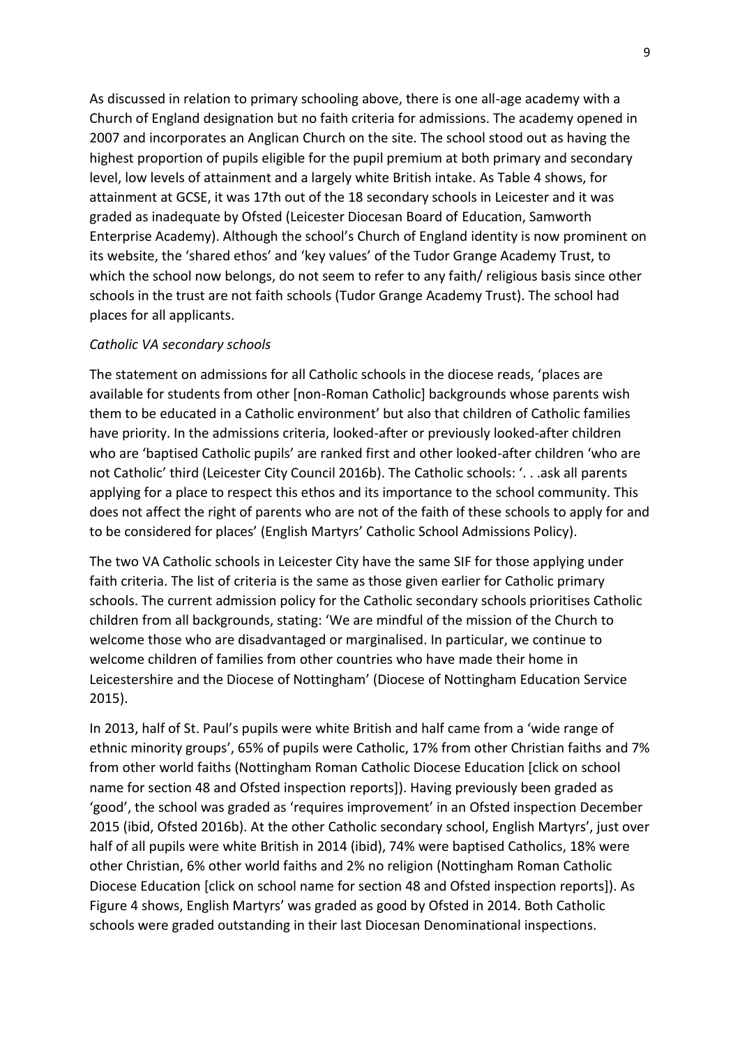As discussed in relation to primary schooling above, there is one all-age academy with a Church of England designation but no faith criteria for admissions. The academy opened in 2007 and incorporates an Anglican Church on the site. The school stood out as having the highest proportion of pupils eligible for the pupil premium at both primary and secondary level, low levels of attainment and a largely white British intake. As Table 4 shows, for attainment at GCSE, it was 17th out of the 18 secondary schools in Leicester and it was graded as inadequate by Ofsted (Leicester Diocesan Board of Education, Samworth Enterprise Academy). Although the school's Church of England identity is now prominent on its website, the 'shared ethos' and 'key values' of the Tudor Grange Academy Trust, to which the school now belongs, do not seem to refer to any faith/ religious basis since other schools in the trust are not faith schools (Tudor Grange Academy Trust). The school had places for all applicants.

*Catholic VA secondary schools*

The statement on admissions for all Catholic schools in the diocese reads, 'places are available for students from other [non-Roman Catholic] backgrounds whose parents wish them to be educated in a Catholic environment' but also that children of Catholic families have priority. In the admissions criteria, looked-after or previously looked-after children who are 'baptised Catholic pupils' are ranked first and other looked-after children 'who are not Catholic' third (Leicester City Council 2016b). The Catholic schools: '. . .ask all parents applying for a place to respect this ethos and its importance to the school community. This does not affect the right of parents who are not of the faith of these schools to apply for and to be considered for places' (English Martyrs' Catholic School Admissions Policy).

The two VA Catholic schools in Leicester City have the same SIF for those applying under faith criteria. The list of criteria is the same as those given earlier for Catholic primary schools. The current admission policy for the Catholic secondary schools prioritises Catholic children from all backgrounds, stating: 'We are mindful of the mission of the Church to welcome those who are disadvantaged or marginalised. In particular, we continue to welcome children of families from other countries who have made their home in Leicestershire and the Diocese of Nottingham' (Diocese of Nottingham Education Service 2015).

In 2013, half of St. Paul's pupils were white British and half came from a 'wide range of ethnic minority groups', 65% of pupils were Catholic, 17% from other Christian faiths and 7% from other world faiths (Nottingham Roman Catholic Diocese Education [click on school name for section 48 and Ofsted inspection reports]). Having previously been graded as 'good', the school was graded as 'requires improvement' in an Ofsted inspection December 2015 (ibid, Ofsted 2016b). At the other Catholic secondary school, English Martyrs', just over half of all pupils were white British in 2014 (ibid), 74% were baptised Catholics, 18% were other Christian, 6% other world faiths and 2% no religion (Nottingham Roman Catholic Diocese Education [click on school name for section 48 and Ofsted inspection reports]). As Figure 4 shows, English Martyrs' was graded as good by Ofsted in 2014. Both Catholic schools were graded outstanding in their last Diocesan Denominational inspections.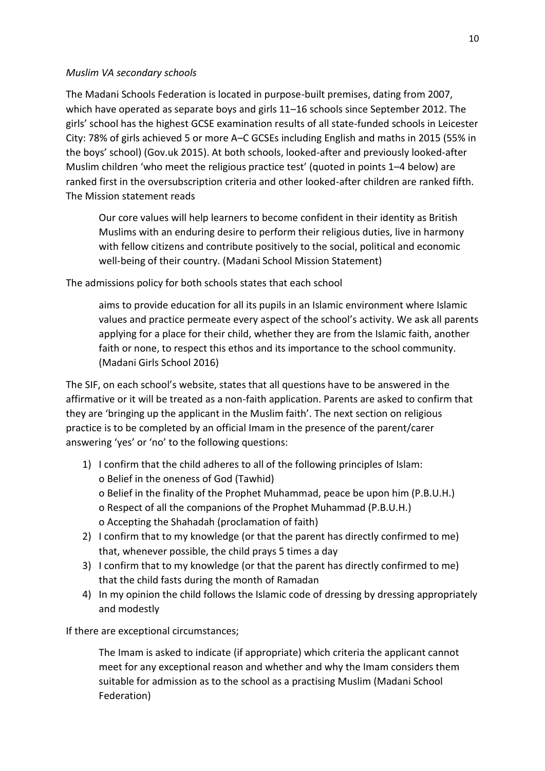*Muslim VA secondary schools*

The Madani Schools Federation is located in purpose-built premises, dating from 2007, which have operated as separate boys and girls 11–16 schools since September 2012. The girls' school has the highest GCSE examination results of all state-funded schools in Leicester City: 78% of girls achieved 5 or more A–C GCSEs including English and maths in 2015 (55% in the boys' school) (Gov.uk 2015). At both schools, looked-after and previously looked-after Muslim children 'who meet the religious practice test' (quoted in points 1–4 below) are ranked first in the oversubscription criteria and other looked-after children are ranked fifth. The Mission statement reads

> Our core values will help learners to become confident in their identity as British Muslims with an enduring desire to perform their religious duties, live in harmony with fellow citizens and contribute positively to the social, political and economic well-being of their country. (Madani School Mission Statement)

The admissions policy for both schools states that each school

> aims to provide education for all its pupils in an Islamic environment where Islamic values and practice permeate every aspect of the school's activity. We ask all parents applying for a place for their child, whether they are from the Islamic faith, another faith or none, to respect this ethos and its importance to the school community. (Madani Girls School 2016)

The SIF, on each school's website, states that all questions have to be answered in the affirmative or it will be treated as a non-faith application. Parents are asked to confirm that they are 'bringing up the applicant in the Muslim faith'. The next section on religious practice is to be completed by an official Imam in the presence of the parent/carer answering 'yes' or 'no' to the following questions:

1) I confirm that the child adheres to all of the following principles of Islam:
   - o Belief in the oneness of God (Tawhid)
   - o Belief in the finality of the Prophet Muhammad, peace be upon him (P.B.U.H.)
   - o Respect of all the companions of the Prophet Muhammad (P.B.U.H.)
   - o Accepting the Shahadah (proclamation of faith)
2) I confirm that to my knowledge (or that the parent has directly confirmed to me) that, whenever possible, the child prays 5 times a day
3) I confirm that to my knowledge (or that the parent has directly confirmed to me) that the child fasts during the month of Ramadan
4) In my opinion the child follows the Islamic code of dressing by dressing appropriately and modestly

If there are exceptional circumstances;

> The Imam is asked to indicate (if appropriate) which criteria the applicant cannot meet for any exceptional reason and whether and why the Imam considers them suitable for admission as to the school as a practising Muslim (Madani School Federation)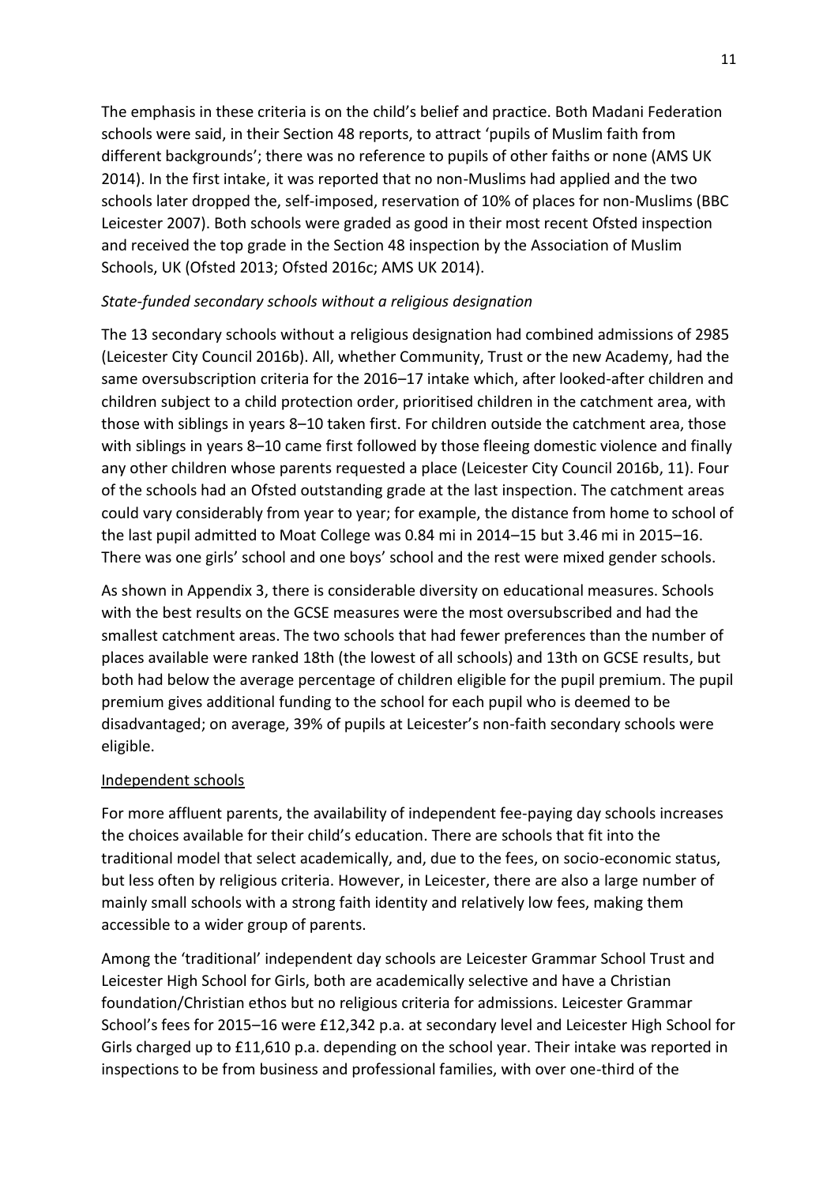The emphasis in these criteria is on the child's belief and practice. Both Madani Federation schools were said, in their Section 48 reports, to attract 'pupils of Muslim faith from different backgrounds'; there was no reference to pupils of other faiths or none (AMS UK 2014). In the first intake, it was reported that no non-Muslims had applied and the two schools later dropped the, self-imposed, reservation of 10% of places for non-Muslims (BBC Leicester 2007). Both schools were graded as good in their most recent Ofsted inspection and received the top grade in the Section 48 inspection by the Association of Muslim Schools, UK (Ofsted 2013; Ofsted 2016c; AMS UK 2014).

*State-funded secondary schools without a religious designation*

The 13 secondary schools without a religious designation had combined admissions of 2985 (Leicester City Council 2016b). All, whether Community, Trust or the new Academy, had the same oversubscription criteria for the 2016–17 intake which, after looked-after children and children subject to a child protection order, prioritised children in the catchment area, with those with siblings in years 8–10 taken first. For children outside the catchment area, those with siblings in years 8–10 came first followed by those fleeing domestic violence and finally any other children whose parents requested a place (Leicester City Council 2016b, 11). Four of the schools had an Ofsted outstanding grade at the last inspection. The catchment areas could vary considerably from year to year; for example, the distance from home to school of the last pupil admitted to Moat College was 0.84 mi in 2014–15 but 3.46 mi in 2015–16. There was one girls' school and one boys' school and the rest were mixed gender schools.

As shown in Appendix 3, there is considerable diversity on educational measures. Schools with the best results on the GCSE measures were the most oversubscribed and had the smallest catchment areas. The two schools that had fewer preferences than the number of places available were ranked 18th (the lowest of all schools) and 13th on GCSE results, but both had below the average percentage of children eligible for the pupil premium. The pupil premium gives additional funding to the school for each pupil who is deemed to be disadvantaged; on average, 39% of pupils at Leicester's non-faith secondary schools were eligible.

Independent schools

For more affluent parents, the availability of independent fee-paying day schools increases the choices available for their child's education. There are schools that fit into the traditional model that select academically, and, due to the fees, on socio-economic status, but less often by religious criteria. However, in Leicester, there are also a large number of mainly small schools with a strong faith identity and relatively low fees, making them accessible to a wider group of parents.

Among the 'traditional' independent day schools are Leicester Grammar School Trust and Leicester High School for Girls, both are academically selective and have a Christian foundation/Christian ethos but no religious criteria for admissions. Leicester Grammar School's fees for 2015–16 were £12,342 p.a. at secondary level and Leicester High School for Girls charged up to £11,610 p.a. depending on the school year. Their intake was reported in inspections to be from business and professional families, with over one-third of the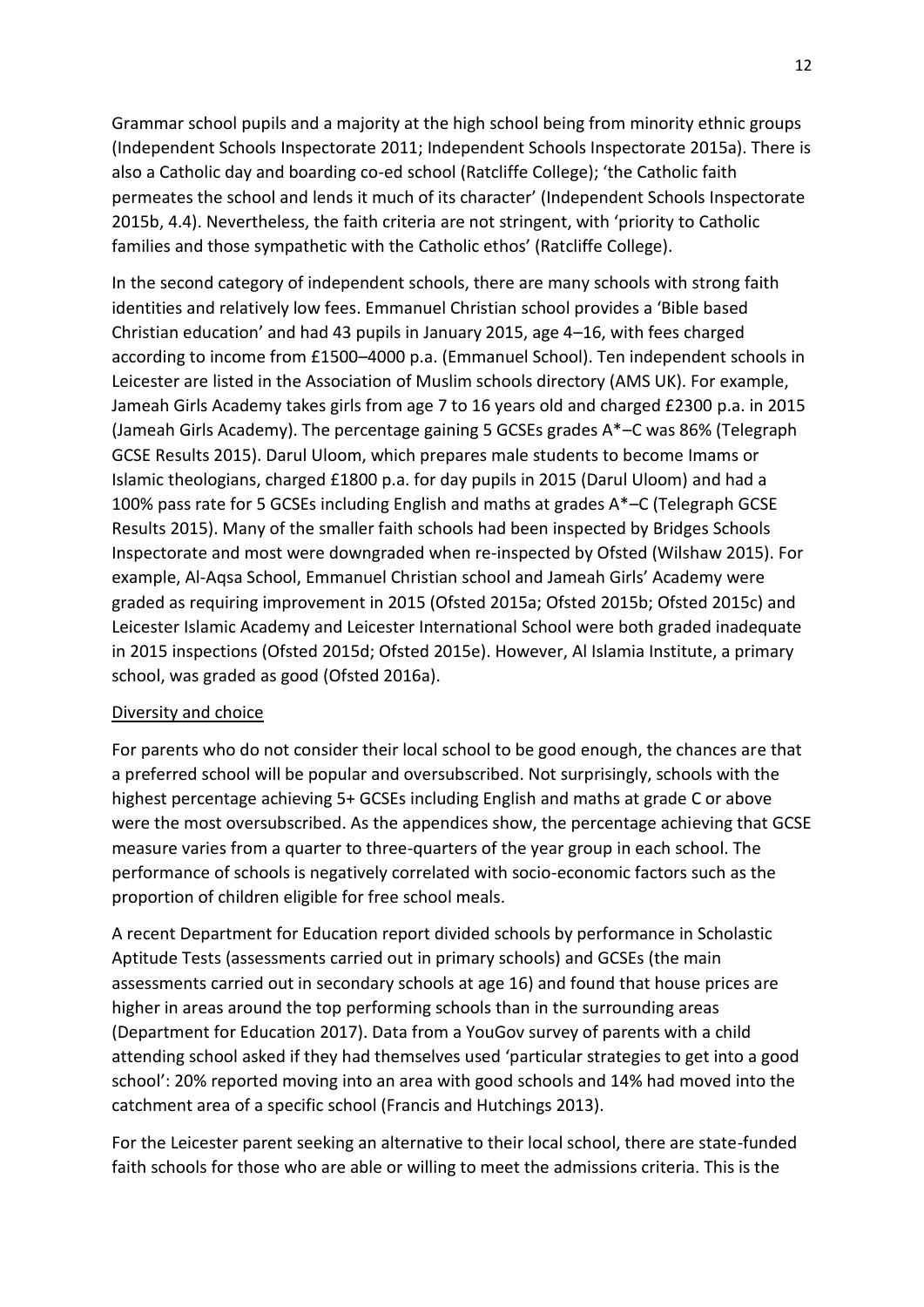Grammar school pupils and a majority at the high school being from minority ethnic groups (Independent Schools Inspectorate 2011; Independent Schools Inspectorate 2015a). There is also a Catholic day and boarding co-ed school (Ratcliffe College); 'the Catholic faith permeates the school and lends it much of its character' (Independent Schools Inspectorate 2015b, 4.4). Nevertheless, the faith criteria are not stringent, with 'priority to Catholic families and those sympathetic with the Catholic ethos' (Ratcliffe College).

In the second category of independent schools, there are many schools with strong faith identities and relatively low fees. Emmanuel Christian school provides a 'Bible based Christian education' and had 43 pupils in January 2015, age 4–16, with fees charged according to income from £1500–4000 p.a. (Emmanuel School). Ten independent schools in Leicester are listed in the Association of Muslim schools directory (AMS UK). For example, Jameah Girls Academy takes girls from age 7 to 16 years old and charged £2300 p.a. in 2015 (Jameah Girls Academy). The percentage gaining 5 GCSEs grades A*–C was 86% (Telegraph GCSE Results 2015). Darul Uloom, which prepares male students to become Imams or Islamic theologians, charged £1800 p.a. for day pupils in 2015 (Darul Uloom) and had a 100% pass rate for 5 GCSEs including English and maths at grades A*–C (Telegraph GCSE Results 2015). Many of the smaller faith schools had been inspected by Bridges Schools Inspectorate and most were downgraded when re-inspected by Ofsted (Wilshaw 2015). For example, Al-Aqsa School, Emmanuel Christian school and Jameah Girls' Academy were graded as requiring improvement in 2015 (Ofsted 2015a; Ofsted 2015b; Ofsted 2015c) and Leicester Islamic Academy and Leicester International School were both graded inadequate in 2015 inspections (Ofsted 2015d; Ofsted 2015e). However, Al Islamia Institute, a primary school, was graded as good (Ofsted 2016a).

<u>Diversity and choice</u>

For parents who do not consider their local school to be good enough, the chances are that a preferred school will be popular and oversubscribed. Not surprisingly, schools with the highest percentage achieving 5+ GCSEs including English and maths at grade C or above were the most oversubscribed. As the appendices show, the percentage achieving that GCSE measure varies from a quarter to three-quarters of the year group in each school. The performance of schools is negatively correlated with socio-economic factors such as the proportion of children eligible for free school meals.

A recent Department for Education report divided schools by performance in Scholastic Aptitude Tests (assessments carried out in primary schools) and GCSEs (the main assessments carried out in secondary schools at age 16) and found that house prices are higher in areas around the top performing schools than in the surrounding areas (Department for Education 2017). Data from a YouGov survey of parents with a child attending school asked if they had themselves used 'particular strategies to get into a good school': 20% reported moving into an area with good schools and 14% had moved into the catchment area of a specific school (Francis and Hutchings 2013).

For the Leicester parent seeking an alternative to their local school, there are state-funded faith schools for those who are able or willing to meet the admissions criteria. This is the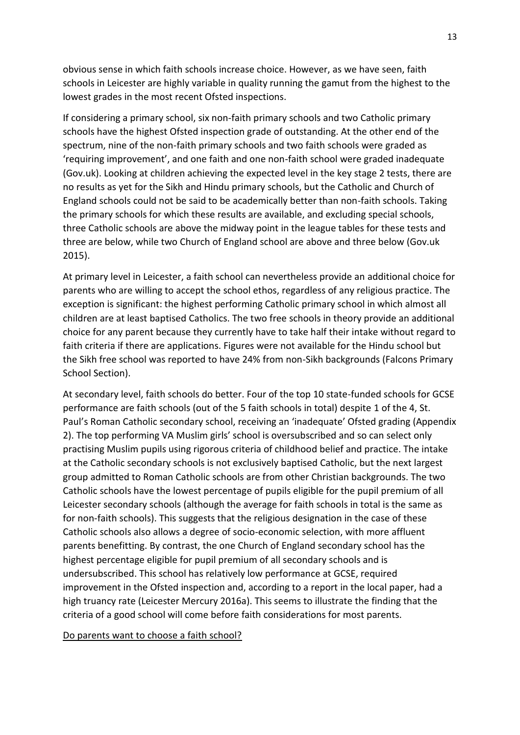obvious sense in which faith schools increase choice. However, as we have seen, faith schools in Leicester are highly variable in quality running the gamut from the highest to the lowest grades in the most recent Ofsted inspections.

If considering a primary school, six non-faith primary schools and two Catholic primary schools have the highest Ofsted inspection grade of outstanding. At the other end of the spectrum, nine of the non-faith primary schools and two faith schools were graded as 'requiring improvement', and one faith and one non-faith school were graded inadequate (Gov.uk). Looking at children achieving the expected level in the key stage 2 tests, there are no results as yet for the Sikh and Hindu primary schools, but the Catholic and Church of England schools could not be said to be academically better than non-faith schools. Taking the primary schools for which these results are available, and excluding special schools, three Catholic schools are above the midway point in the league tables for these tests and three are below, while two Church of England school are above and three below (Gov.uk 2015).

At primary level in Leicester, a faith school can nevertheless provide an additional choice for parents who are willing to accept the school ethos, regardless of any religious practice. The exception is significant: the highest performing Catholic primary school in which almost all children are at least baptised Catholics. The two free schools in theory provide an additional choice for any parent because they currently have to take half their intake without regard to faith criteria if there are applications. Figures were not available for the Hindu school but the Sikh free school was reported to have 24% from non-Sikh backgrounds (Falcons Primary School Section).

At secondary level, faith schools do better. Four of the top 10 state-funded schools for GCSE performance are faith schools (out of the 5 faith schools in total) despite 1 of the 4, St. Paul's Roman Catholic secondary school, receiving an 'inadequate' Ofsted grading (Appendix 2). The top performing VA Muslim girls' school is oversubscribed and so can select only practising Muslim pupils using rigorous criteria of childhood belief and practice. The intake at the Catholic secondary schools is not exclusively baptised Catholic, but the next largest group admitted to Roman Catholic schools are from other Christian backgrounds. The two Catholic schools have the lowest percentage of pupils eligible for the pupil premium of all Leicester secondary schools (although the average for faith schools in total is the same as for non-faith schools). This suggests that the religious designation in the case of these Catholic schools also allows a degree of socio-economic selection, with more affluent parents benefitting. By contrast, the one Church of England secondary school has the highest percentage eligible for pupil premium of all secondary schools and is undersubscribed. This school has relatively low performance at GCSE, required improvement in the Ofsted inspection and, according to a report in the local paper, had a high truancy rate (Leicester Mercury 2016a). This seems to illustrate the finding that the criteria of a good school will come before faith considerations for most parents.

<u>Do parents want to choose a faith school?</u>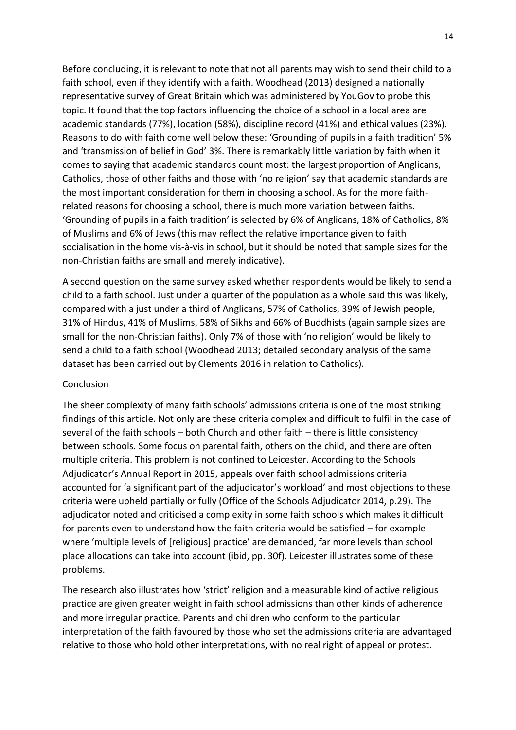Before concluding, it is relevant to note that not all parents may wish to send their child to a faith school, even if they identify with a faith. Woodhead (2013) designed a nationally representative survey of Great Britain which was administered by YouGov to probe this topic. It found that the top factors influencing the choice of a school in a local area are academic standards (77%), location (58%), discipline record (41%) and ethical values (23%). Reasons to do with faith come well below these: 'Grounding of pupils in a faith tradition' 5% and 'transmission of belief in God' 3%. There is remarkably little variation by faith when it comes to saying that academic standards count most: the largest proportion of Anglicans, Catholics, those of other faiths and those with 'no religion' say that academic standards are the most important consideration for them in choosing a school. As for the more faith-related reasons for choosing a school, there is much more variation between faiths. 'Grounding of pupils in a faith tradition' is selected by 6% of Anglicans, 18% of Catholics, 8% of Muslims and 6% of Jews (this may reflect the relative importance given to faith socialisation in the home vis-à-vis in school, but it should be noted that sample sizes for the non-Christian faiths are small and merely indicative).

A second question on the same survey asked whether respondents would be likely to send a child to a faith school. Just under a quarter of the population as a whole said this was likely, compared with a just under a third of Anglicans, 57% of Catholics, 39% of Jewish people, 31% of Hindus, 41% of Muslims, 58% of Sikhs and 66% of Buddhists (again sample sizes are small for the non-Christian faiths). Only 7% of those with 'no religion' would be likely to send a child to a faith school (Woodhead 2013; detailed secondary analysis of the same dataset has been carried out by Clements 2016 in relation to Catholics).

## Conclusion

The sheer complexity of many faith schools' admissions criteria is one of the most striking findings of this article. Not only are these criteria complex and difficult to fulfil in the case of several of the faith schools – both Church and other faith – there is little consistency between schools. Some focus on parental faith, others on the child, and there are often multiple criteria. This problem is not confined to Leicester. According to the Schools Adjudicator's Annual Report in 2015, appeals over faith school admissions criteria accounted for 'a significant part of the adjudicator's workload' and most objections to these criteria were upheld partially or fully (Office of the Schools Adjudicator 2014, p.29). The adjudicator noted and criticised a complexity in some faith schools which makes it difficult for parents even to understand how the faith criteria would be satisfied – for example where 'multiple levels of [religious] practice' are demanded, far more levels than school place allocations can take into account (ibid, pp. 30f). Leicester illustrates some of these problems.

The research also illustrates how 'strict' religion and a measurable kind of active religious practice are given greater weight in faith school admissions than other kinds of adherence and more irregular practice. Parents and children who conform to the particular interpretation of the faith favoured by those who set the admissions criteria are advantaged relative to those who hold other interpretations, with no real right of appeal or protest.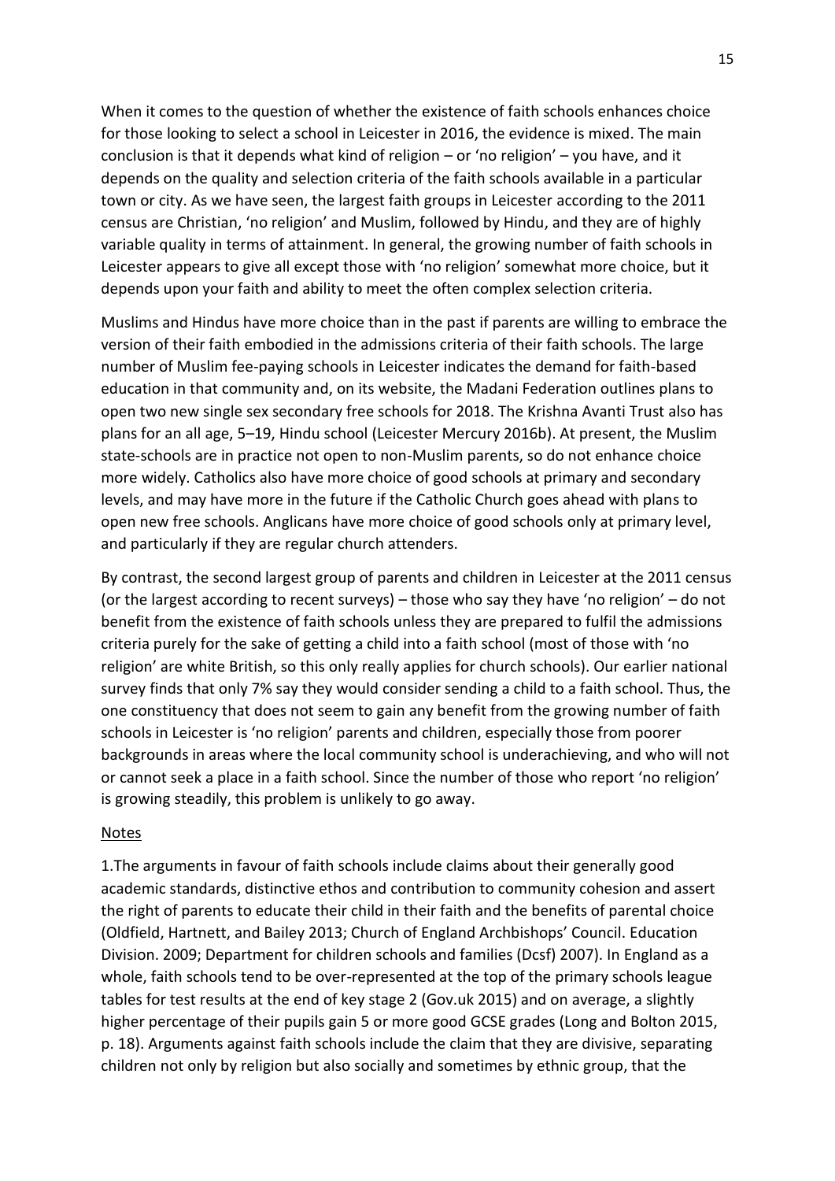When it comes to the question of whether the existence of faith schools enhances choice for those looking to select a school in Leicester in 2016, the evidence is mixed. The main conclusion is that it depends what kind of religion – or 'no religion' – you have, and it depends on the quality and selection criteria of the faith schools available in a particular town or city. As we have seen, the largest faith groups in Leicester according to the 2011 census are Christian, 'no religion' and Muslim, followed by Hindu, and they are of highly variable quality in terms of attainment. In general, the growing number of faith schools in Leicester appears to give all except those with 'no religion' somewhat more choice, but it depends upon your faith and ability to meet the often complex selection criteria.

Muslims and Hindus have more choice than in the past if parents are willing to embrace the version of their faith embodied in the admissions criteria of their faith schools. The large number of Muslim fee-paying schools in Leicester indicates the demand for faith-based education in that community and, on its website, the Madani Federation outlines plans to open two new single sex secondary free schools for 2018. The Krishna Avanti Trust also has plans for an all age, 5–19, Hindu school (Leicester Mercury 2016b). At present, the Muslim state-schools are in practice not open to non-Muslim parents, so do not enhance choice more widely. Catholics also have more choice of good schools at primary and secondary levels, and may have more in the future if the Catholic Church goes ahead with plans to open new free schools. Anglicans have more choice of good schools only at primary level, and particularly if they are regular church attenders.

By contrast, the second largest group of parents and children in Leicester at the 2011 census (or the largest according to recent surveys) – those who say they have 'no religion' – do not benefit from the existence of faith schools unless they are prepared to fulfil the admissions criteria purely for the sake of getting a child into a faith school (most of those with 'no religion' are white British, so this only really applies for church schools). Our earlier national survey finds that only 7% say they would consider sending a child to a faith school. Thus, the one constituency that does not seem to gain any benefit from the growing number of faith schools in Leicester is 'no religion' parents and children, especially those from poorer backgrounds in areas where the local community school is underachieving, and who will not or cannot seek a place in a faith school. Since the number of those who report 'no religion' is growing steadily, this problem is unlikely to go away.

## Notes

1.The arguments in favour of faith schools include claims about their generally good academic standards, distinctive ethos and contribution to community cohesion and assert the right of parents to educate their child in their faith and the benefits of parental choice (Oldfield, Hartnett, and Bailey 2013; Church of England Archbishops' Council. Education Division. 2009; Department for children schools and families (Dcsf) 2007). In England as a whole, faith schools tend to be over-represented at the top of the primary schools league tables for test results at the end of key stage 2 (Gov.uk 2015) and on average, a slightly higher percentage of their pupils gain 5 or more good GCSE grades (Long and Bolton 2015, p. 18). Arguments against faith schools include the claim that they are divisive, separating children not only by religion but also socially and sometimes by ethnic group, that the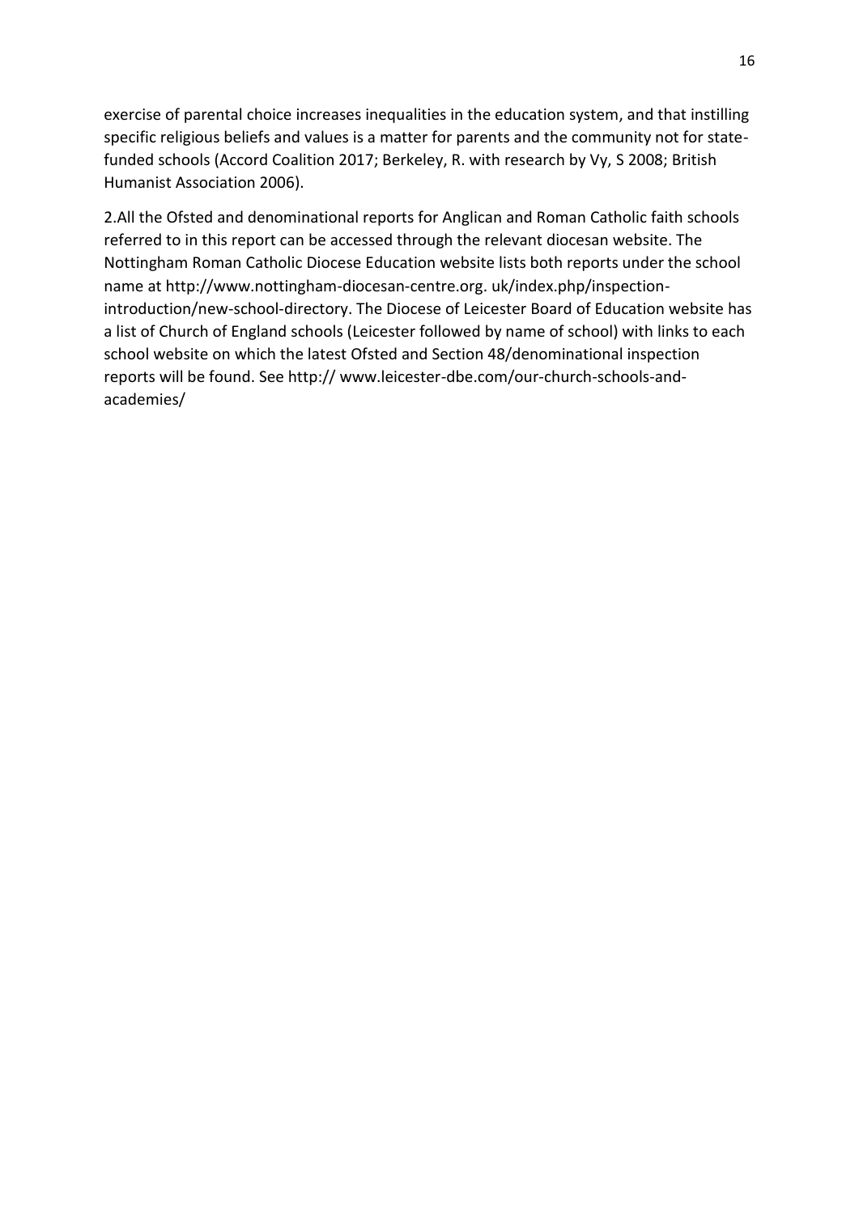exercise of parental choice increases inequalities in the education system, and that instilling specific religious beliefs and values is a matter for parents and the community not for state-funded schools (Accord Coalition 2017; Berkeley, R. with research by Vy, S 2008; British Humanist Association 2006).

2.All the Ofsted and denominational reports for Anglican and Roman Catholic faith schools referred to in this report can be accessed through the relevant diocesan website. The Nottingham Roman Catholic Diocese Education website lists both reports under the school name at http://www.nottingham-diocesan-centre.org. uk/index.php/inspection-introduction/new-school-directory. The Diocese of Leicester Board of Education website has a list of Church of England schools (Leicester followed by name of school) with links to each school website on which the latest Ofsted and Section 48/denominational inspection reports will be found. See http:// www.leicester-dbe.com/our-church-schools-and-academies/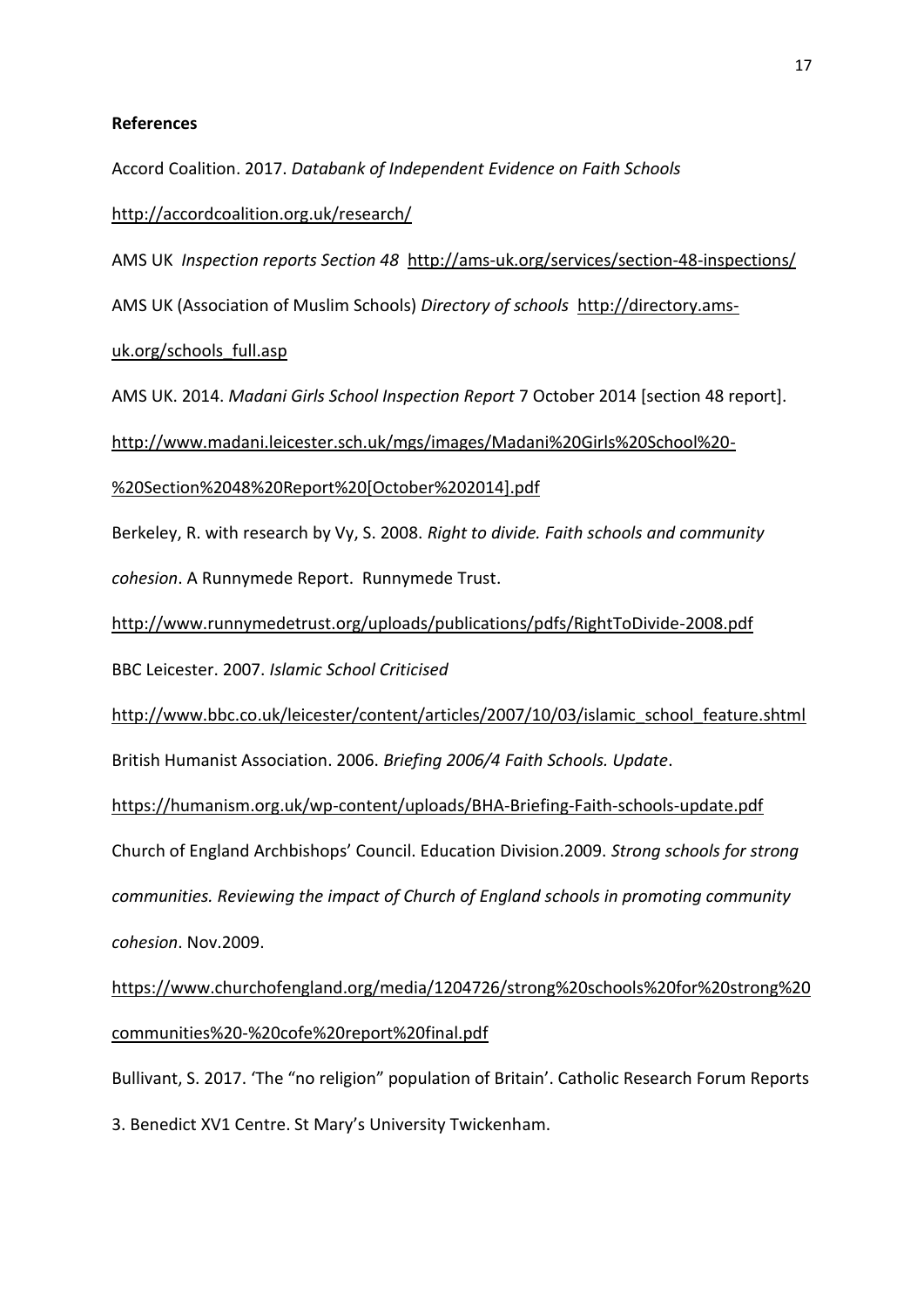**References**

Accord Coalition. 2017. *Databank of Independent Evidence on Faith Schools* http://accordcoalition.org.uk/research/

AMS UK *Inspection reports Section 48* http://ams-uk.org/services/section-48-inspections/

AMS UK (Association of Muslim Schools) *Directory of schools* http://directory.ams-uk.org/schools_full.asp

AMS UK. 2014. *Madani Girls School Inspection Report* 7 October 2014 [section 48 report]. http://www.madani.leicester.sch.uk/mgs/images/Madani%20Girls%20School%20-%20Section%2048%20Report%20[October%202014].pdf

Berkeley, R. with research by Vy, S. 2008. *Right to divide. Faith schools and community cohesion*. A Runnymede Report. Runnymede Trust. http://www.runnymedetrust.org/uploads/publications/pdfs/RightToDivide-2008.pdf

BBC Leicester. 2007. *Islamic School Criticised* http://www.bbc.co.uk/leicester/content/articles/2007/10/03/islamic_school_feature.shtml

British Humanist Association. 2006. *Briefing 2006/4 Faith Schools. Update*. https://humanism.org.uk/wp-content/uploads/BHA-Briefing-Faith-schools-update.pdf

Church of England Archbishops' Council. Education Division.2009. *Strong schools for strong communities. Reviewing the impact of Church of England schools in promoting community cohesion*. Nov.2009. https://www.churchofengland.org/media/1204726/strong%20schools%20for%20strong%20communities%20-%20cofe%20report%20final.pdf

Bullivant, S. 2017. 'The "no religion" population of Britain'. Catholic Research Forum Reports 3. Benedict XV1 Centre. St Mary's University Twickenham.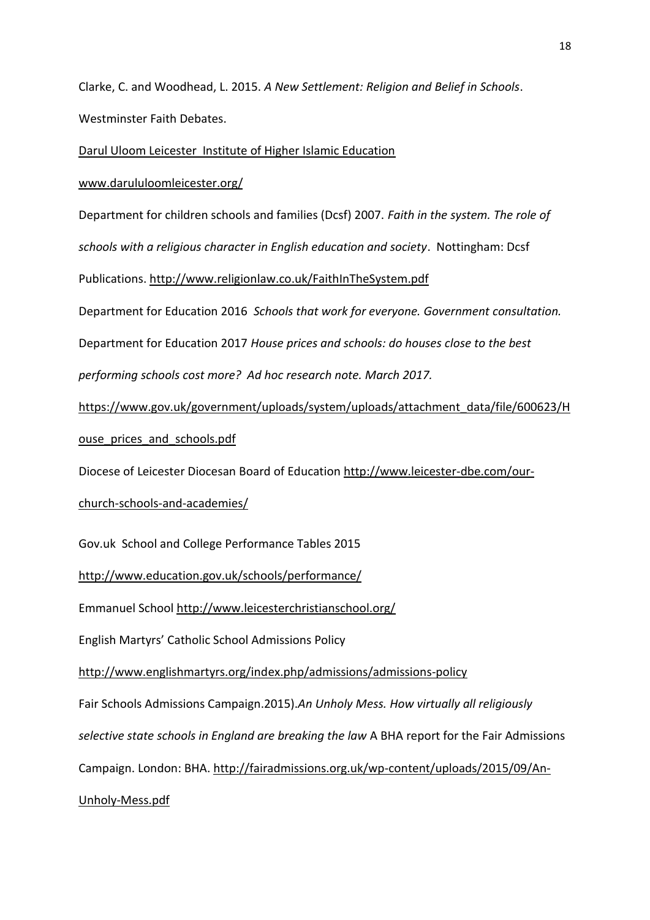Clarke, C. and Woodhead, L. 2015. *A New Settlement: Religion and Belief in Schools*. Westminster Faith Debates.

Darul Uloom Leicester Institute of Higher Islamic Education www.darululoomleicester.org/

Department for children schools and families (Dcsf) 2007. *Faith in the system. The role of schools with a religious character in English education and society*. Nottingham: Dcsf Publications. http://www.religionlaw.co.uk/FaithInTheSystem.pdf

Department for Education 2016 *Schools that work for everyone. Government consultation.*

Department for Education 2017 *House prices and schools: do houses close to the best performing schools cost more? Ad hoc research note. March 2017.* https://www.gov.uk/government/uploads/system/uploads/attachment_data/file/600623/House_prices_and_schools.pdf

Diocese of Leicester Diocesan Board of Education http://www.leicester-dbe.com/our-church-schools-and-academies/

Gov.uk School and College Performance Tables 2015 http://www.education.gov.uk/schools/performance/

Emmanuel School http://www.leicesterchristianschool.org/

English Martyrs' Catholic School Admissions Policy http://www.englishmartyrs.org/index.php/admissions/admissions-policy

Fair Schools Admissions Campaign.2015).*An Unholy Mess. How virtually all religiously selective state schools in England are breaking the law* A BHA report for the Fair Admissions Campaign. London: BHA. http://fairadmissions.org.uk/wp-content/uploads/2015/09/An-Unholy-Mess.pdf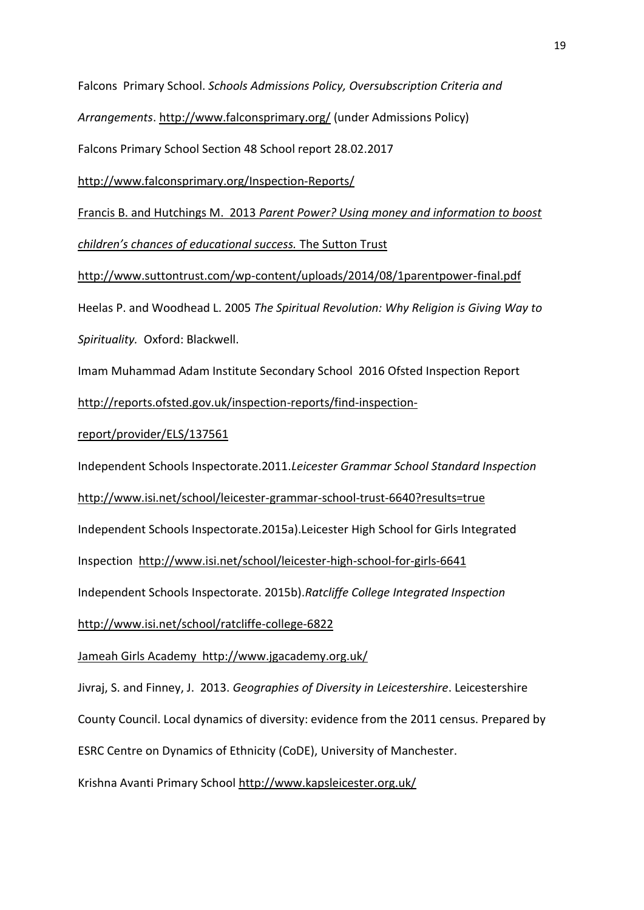Falcons Primary School. *Schools Admissions Policy, Oversubscription Criteria and Arrangements*. http://www.falconsprimary.org/ (under Admissions Policy)

Falcons Primary School Section 48 School report 28.02.2017

http://www.falconsprimary.org/Inspection-Reports/

Francis B. and Hutchings M. 2013 *Parent Power? Using money and information to boost children's chances of educational success.* The Sutton Trust

http://www.suttontrust.com/wp-content/uploads/2014/08/1parentpower-final.pdf

Heelas P. and Woodhead L. 2005 *The Spiritual Revolution: Why Religion is Giving Way to Spirituality.* Oxford: Blackwell.

Imam Muhammad Adam Institute Secondary School 2016 Ofsted Inspection Report

http://reports.ofsted.gov.uk/inspection-reports/find-inspection-report/provider/ELS/137561

Independent Schools Inspectorate.2011.*Leicester Grammar School Standard Inspection*

http://www.isi.net/school/leicester-grammar-school-trust-6640?results=true

Independent Schools Inspectorate.2015a).Leicester High School for Girls Integrated Inspection http://www.isi.net/school/leicester-high-school-for-girls-6641

Independent Schools Inspectorate. 2015b).*Ratcliffe College Integrated Inspection*

http://www.isi.net/school/ratcliffe-college-6822

Jameah Girls Academy http://www.jgacademy.org.uk/

Jivraj, S. and Finney, J. 2013. *Geographies of Diversity in Leicestershire*. Leicestershire County Council. Local dynamics of diversity: evidence from the 2011 census. Prepared by ESRC Centre on Dynamics of Ethnicity (CoDE), University of Manchester.

Krishna Avanti Primary School http://www.kapsleicester.org.uk/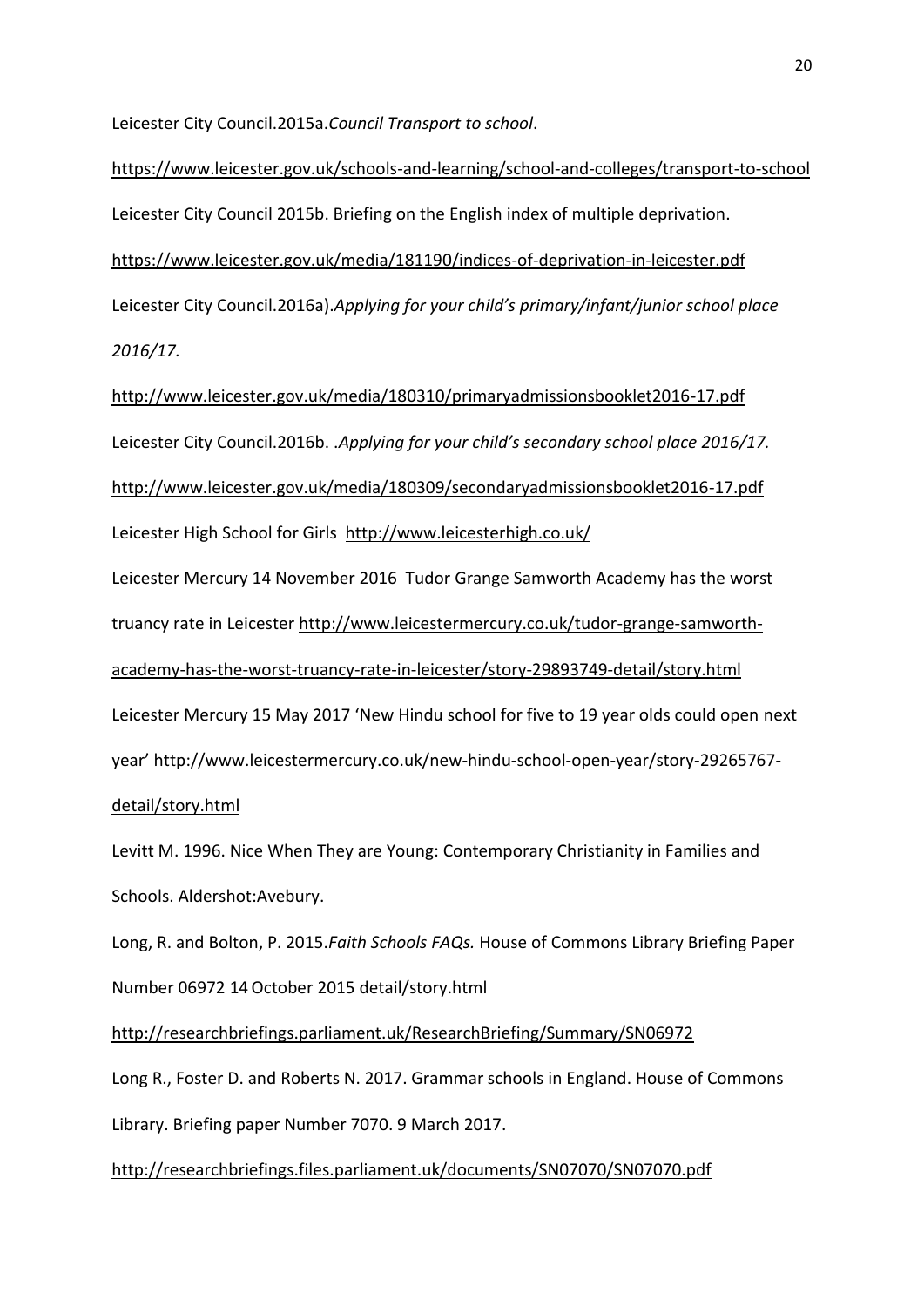Leicester City Council.2015a.*Council Transport to school*.

https://www.leicester.gov.uk/schools-and-learning/school-and-colleges/transport-to-school

Leicester City Council 2015b. Briefing on the English index of multiple deprivation.

https://www.leicester.gov.uk/media/181190/indices-of-deprivation-in-leicester.pdf

Leicester City Council.2016a).*Applying for your child's primary/infant/junior school place 2016/17.*

http://www.leicester.gov.uk/media/180310/primaryadmissionsbooklet2016-17.pdf

Leicester City Council.2016b. .*Applying for your child's secondary school place 2016/17.*

http://www.leicester.gov.uk/media/180309/secondaryadmissionsbooklet2016-17.pdf

Leicester High School for Girls http://www.leicesterhigh.co.uk/

Leicester Mercury 14 November 2016 Tudor Grange Samworth Academy has the worst truancy rate in Leicester http://www.leicestermercury.co.uk/tudor-grange-samworth-academy-has-the-worst-truancy-rate-in-leicester/story-29893749-detail/story.html

Leicester Mercury 15 May 2017 'New Hindu school for five to 19 year olds could open next year' http://www.leicestermercury.co.uk/new-hindu-school-open-year/story-29265767-detail/story.html

Levitt M. 1996. Nice When They are Young: Contemporary Christianity in Families and Schools. Aldershot:Avebury.

Long, R. and Bolton, P. 2015.*Faith Schools FAQs.* House of Commons Library Briefing Paper Number 06972 14 October 2015 detail/story.html

http://researchbriefings.parliament.uk/ResearchBriefing/Summary/SN06972

Long R., Foster D. and Roberts N. 2017. Grammar schools in England. House of Commons Library. Briefing paper Number 7070. 9 March 2017.

http://researchbriefings.files.parliament.uk/documents/SN07070/SN07070.pdf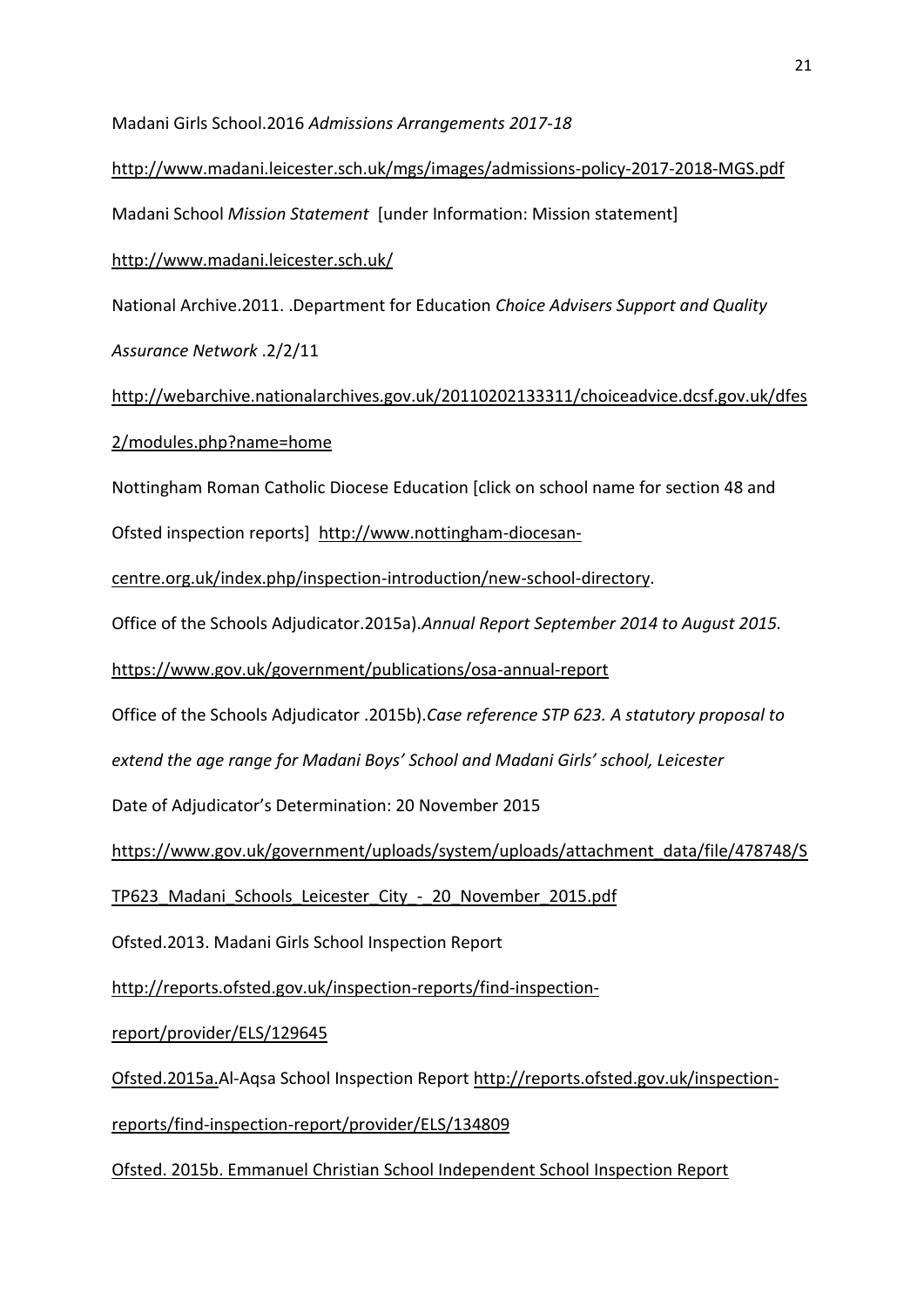Madani Girls School.2016 *Admissions Arrangements 2017-18*

http://www.madani.leicester.sch.uk/mgs/images/admissions-policy-2017-2018-MGS.pdf

Madani School *Mission Statement* [under Information: Mission statement]

http://www.madani.leicester.sch.uk/

National Archive.2011. .Department for Education *Choice Advisers Support and Quality Assurance Network* .2/2/11

http://webarchive.nationalarchives.gov.uk/20110202133311/choiceadvice.dcsf.gov.uk/dfes2/modules.php?name=home

Nottingham Roman Catholic Diocese Education [click on school name for section 48 and Ofsted inspection reports] http://www.nottingham-diocesan-centre.org.uk/index.php/inspection-introduction/new-school-directory.

Office of the Schools Adjudicator.2015a).*Annual Report September 2014 to August 2015.*

https://www.gov.uk/government/publications/osa-annual-report

Office of the Schools Adjudicator .2015b).*Case reference STP 623. A statutory proposal to extend the age range for Madani Boys' School and Madani Girls' school, Leicester*

Date of Adjudicator's Determination: 20 November 2015

https://www.gov.uk/government/uploads/system/uploads/attachment_data/file/478748/STP623_Madani_Schools_Leicester_City_-_20_November_2015.pdf

Ofsted.2013. Madani Girls School Inspection Report

http://reports.ofsted.gov.uk/inspection-reports/find-inspection-report/provider/ELS/129645

Ofsted.2015a.Al-Aqsa School Inspection Report http://reports.ofsted.gov.uk/inspection-reports/find-inspection-report/provider/ELS/134809

Ofsted. 2015b. Emmanuel Christian School Independent School Inspection Report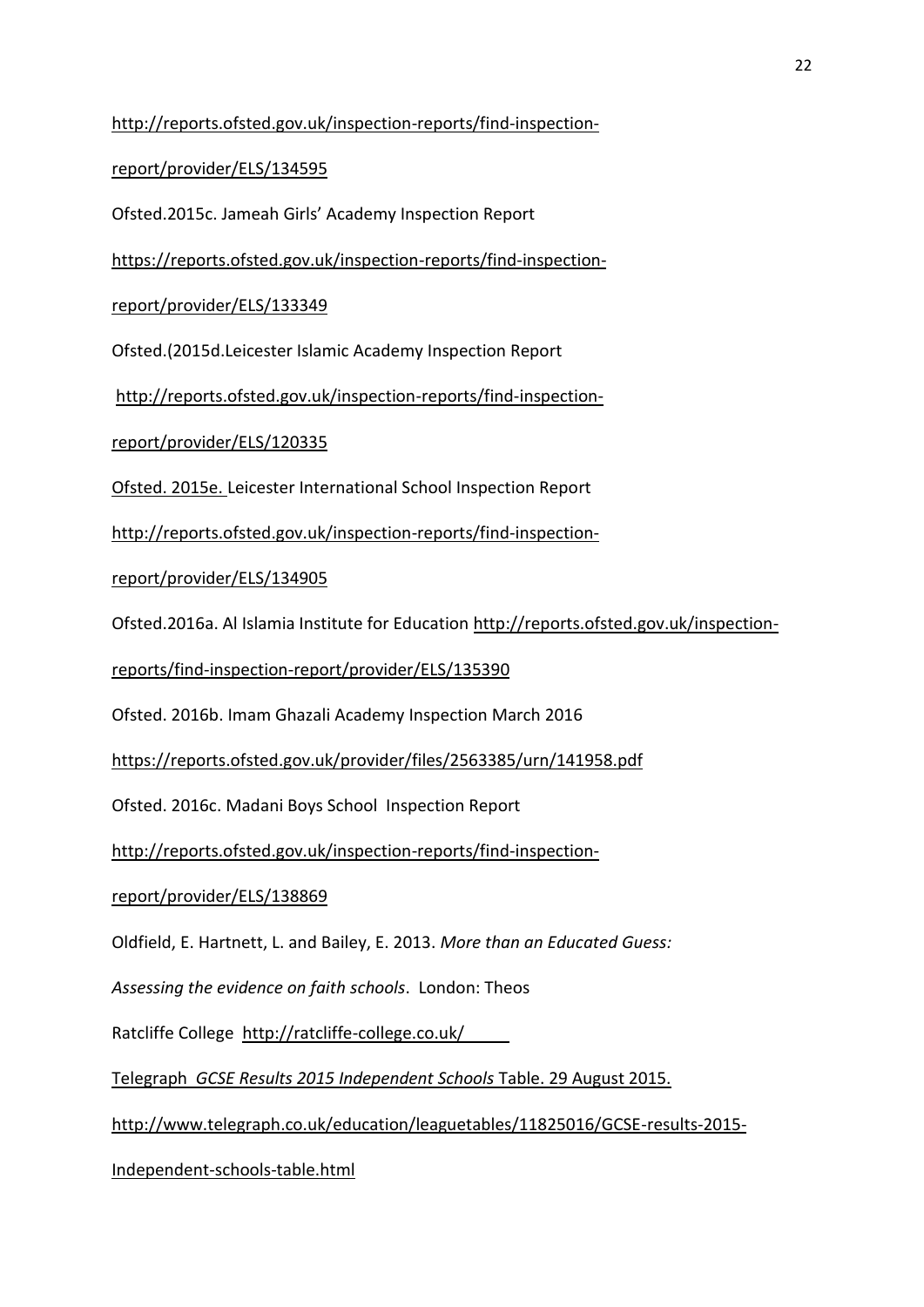http://reports.ofsted.gov.uk/inspection-reports/find-inspection-report/provider/ELS/134595

Ofsted.2015c. Jameah Girls' Academy Inspection Report https://reports.ofsted.gov.uk/inspection-reports/find-inspection-report/provider/ELS/133349

Ofsted.(2015d.Leicester Islamic Academy Inspection Report http://reports.ofsted.gov.uk/inspection-reports/find-inspection-report/provider/ELS/120335

Ofsted. 2015e. Leicester International School Inspection Report http://reports.ofsted.gov.uk/inspection-reports/find-inspection-report/provider/ELS/134905

Ofsted.2016a. Al Islamia Institute for Education http://reports.ofsted.gov.uk/inspection-reports/find-inspection-report/provider/ELS/135390

Ofsted. 2016b. Imam Ghazali Academy Inspection March 2016 https://reports.ofsted.gov.uk/provider/files/2563385/urn/141958.pdf

Ofsted. 2016c. Madani Boys School Inspection Report http://reports.ofsted.gov.uk/inspection-reports/find-inspection-report/provider/ELS/138869

Oldfield, E. Hartnett, L. and Bailey, E. 2013. *More than an Educated Guess: Assessing the evidence on faith schools*. London: Theos

Ratcliffe College http://ratcliffe-college.co.uk/

Telegraph *GCSE Results 2015 Independent Schools* Table. 29 August 2015. http://www.telegraph.co.uk/education/leaguetables/11825016/GCSE-results-2015-Independent-schools-table.html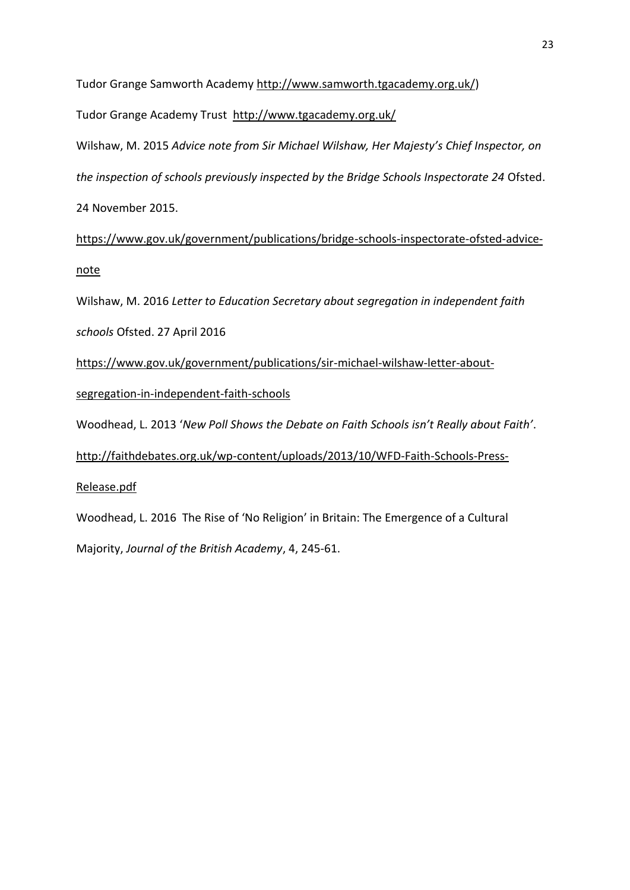Tudor Grange Samworth Academy http://www.samworth.tgacademy.org.uk/)

Tudor Grange Academy Trust http://www.tgacademy.org.uk/

Wilshaw, M. 2015 *Advice note from Sir Michael Wilshaw, Her Majesty's Chief Inspector, on the inspection of schools previously inspected by the Bridge Schools Inspectorate 24* Ofsted. 24 November 2015. https://www.gov.uk/government/publications/bridge-schools-inspectorate-ofsted-advice-note

Wilshaw, M. 2016 *Letter to Education Secretary about segregation in independent faith schools* Ofsted. 27 April 2016 https://www.gov.uk/government/publications/sir-michael-wilshaw-letter-about-segregation-in-independent-faith-schools

Woodhead, L. 2013 '*New Poll Shows the Debate on Faith Schools isn't Really about Faith'*. http://faithdebates.org.uk/wp-content/uploads/2013/10/WFD-Faith-Schools-Press-Release.pdf

Woodhead, L. 2016 The Rise of 'No Religion' in Britain: The Emergence of a Cultural Majority, *Journal of the British Academy*, 4, 245-61.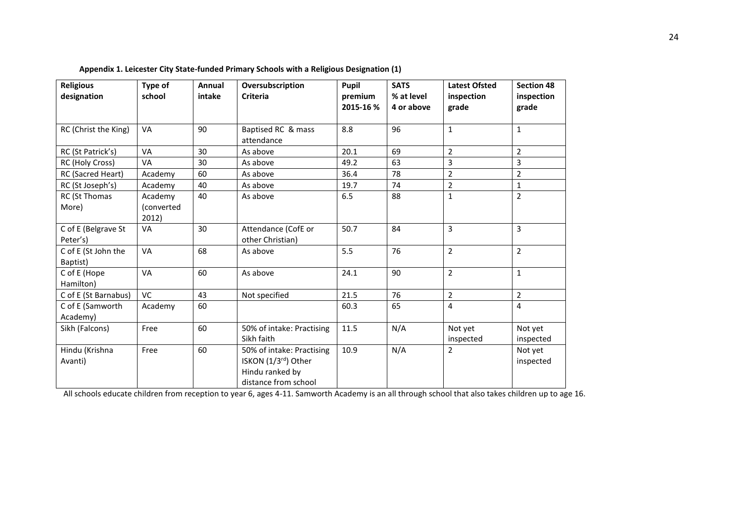**Appendix 1. Leicester City State-funded Primary Schools with a Religious Designation (1)**

| Religious designation | Type of school | Annual intake | Oversubscription Criteria | Pupil premium 2015-16 % | SATS % at level 4 or above | Latest Ofsted inspection grade | Section 48 inspection grade |
|---|---|---|---|---|---|---|---|
| RC (Christ the King) | VA | 90 | Baptised RC & mass attendance | 8.8 | 96 | 1 | 1 |
| RC (St Patrick's) | VA | 30 | As above | 20.1 | 69 | 2 | 2 |
| RC (Holy Cross) | VA | 30 | As above | 49.2 | 63 | 3 | 3 |
| RC (Sacred Heart) | Academy | 60 | As above | 36.4 | 78 | 2 | 2 |
| RC (St Joseph's) | Academy | 40 | As above | 19.7 | 74 | 2 | 1 |
| RC (St Thomas More) | Academy (converted 2012) | 40 | As above | 6.5 | 88 | 1 | 2 |
| C of E (Belgrave St Peter's) | VA | 30 | Attendance (CofE or other Christian) | 50.7 | 84 | 3 | 3 |
| C of E (St John the Baptist) | VA | 68 | As above | 5.5 | 76 | 2 | 2 |
| C of E (Hope Hamilton) | VA | 60 | As above | 24.1 | 90 | 2 | 1 |
| C of E (St Barnabus) | VC | 43 | Not specified | 21.5 | 76 | 2 | 2 |
| C of E (Samworth Academy) | Academy | 60 | | 60.3 | 65 | 4 | 4 |
| Sikh (Falcons) | Free | 60 | 50% of intake: Practising Sikh faith | 11.5 | N/A | Not yet inspected | Not yet inspected |
| Hindu (Krishna Avanti) | Free | 60 | 50% of intake: Practising ISKON (1/3rd) Other Hindu ranked by distance from school | 10.9 | N/A | 2 | Not yet inspected |

All schools educate children from reception to year 6, ages 4-11. Samworth Academy is an all through school that also takes children up to age 16.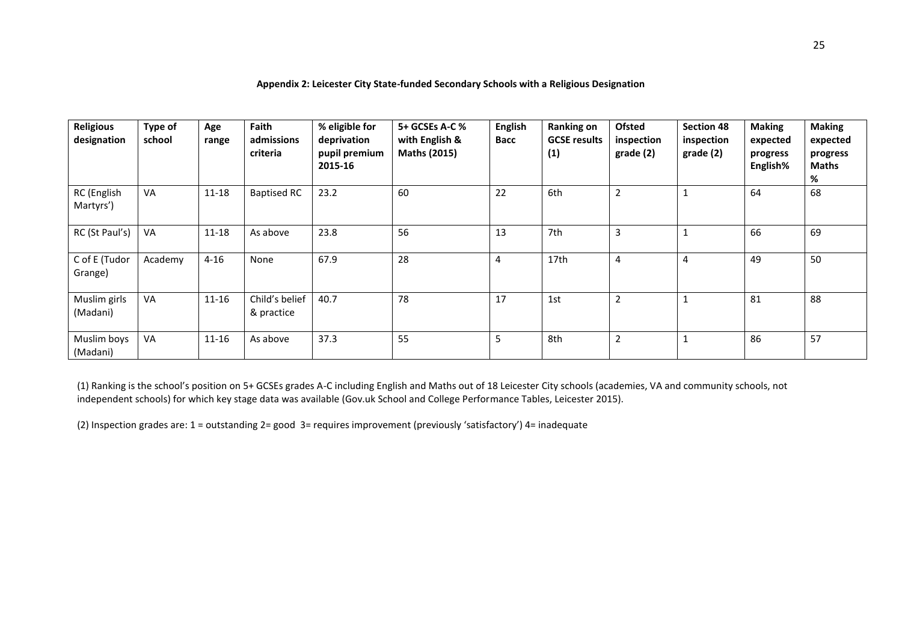**Appendix 2: Leicester City State-funded Secondary Schools with a Religious Designation**

| Religious designation | Type of school | Age range | Faith admissions criteria | % eligible for deprivation pupil premium 2015-16 | 5+ GCSEs A-C % with English & Maths (2015) | English Bacc | Ranking on GCSE results (1) | Ofsted inspection grade (2) | Section 48 inspection grade (2) | Making expected progress English% | Making expected progress Maths % |
|---|---|---|---|---|---|---|---|---|---|---|---|
| RC (English Martyrs') | VA | 11-18 | Baptised RC | 23.2 | 60 | 22 | 6th | 2 | 1 | 64 | 68 |
| RC (St Paul's) | VA | 11-18 | As above | 23.8 | 56 | 13 | 7th | 3 | 1 | 66 | 69 |
| C of E (Tudor Grange) | Academy | 4-16 | None | 67.9 | 28 | 4 | 17th | 4 | 4 | 49 | 50 |
| Muslim girls (Madani) | VA | 11-16 | Child's belief & practice | 40.7 | 78 | 17 | 1st | 2 | 1 | 81 | 88 |
| Muslim boys (Madani) | VA | 11-16 | As above | 37.3 | 55 | 5 | 8th | 2 | 1 | 86 | 57 |

(1) Ranking is the school's position on 5+ GCSEs grades A-C including English and Maths out of 18 Leicester City schools (academies, VA and community schools, not independent schools) for which key stage data was available (Gov.uk School and College Performance Tables, Leicester 2015).

(2) Inspection grades are: 1 = outstanding 2= good 3= requires improvement (previously 'satisfactory') 4= inadequate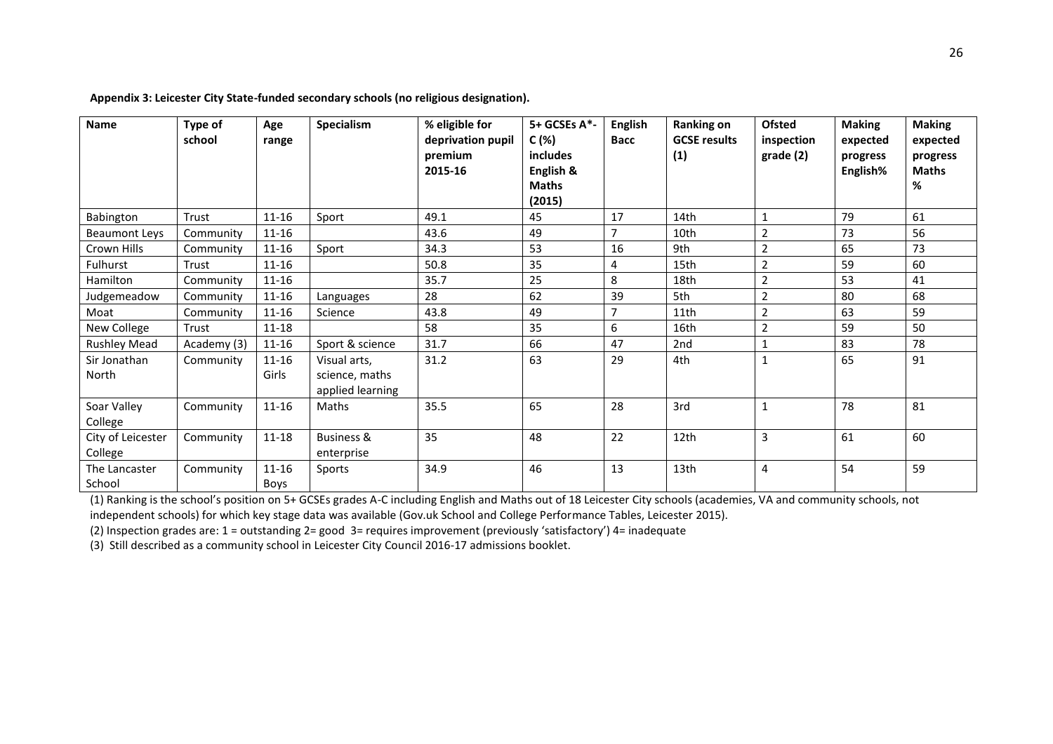**Appendix 3: Leicester City State-funded secondary schools (no religious designation).**

| Name | Type of school | Age range | Specialism | % eligible for deprivation pupil premium 2015-16 | 5+ GCSEs A*-C (%) includes English & Maths (2015) | English Bacc | Ranking on GCSE results (1) | Ofsted inspection grade (2) | Making expected progress English% | Making expected progress Maths % |
|---|---|---|---|---|---|---|---|---|---|---|
| Babington | Trust | 11-16 | Sport | 49.1 | 45 | 17 | 14th | 1 | 79 | 61 |
| Beaumont Leys | Community | 11-16 | | 43.6 | 49 | 7 | 10th | 2 | 73 | 56 |
| Crown Hills | Community | 11-16 | Sport | 34.3 | 53 | 16 | 9th | 2 | 65 | 73 |
| Fulhurst | Trust | 11-16 | | 50.8 | 35 | 4 | 15th | 2 | 59 | 60 |
| Hamilton | Community | 11-16 | | 35.7 | 25 | 8 | 18th | 2 | 53 | 41 |
| Judgemeadow | Community | 11-16 | Languages | 28 | 62 | 39 | 5th | 2 | 80 | 68 |
| Moat | Community | 11-16 | Science | 43.8 | 49 | 7 | 11th | 2 | 63 | 59 |
| New College | Trust | 11-18 | | 58 | 35 | 6 | 16th | 2 | 59 | 50 |
| Rushley Mead | Academy (3) | 11-16 | Sport & science | 31.7 | 66 | 47 | 2nd | 1 | 83 | 78 |
| Sir Jonathan North | Community | 11-16 Girls | Visual arts, science, maths applied learning | 31.2 | 63 | 29 | 4th | 1 | 65 | 91 |
| Soar Valley College | Community | 11-16 | Maths | 35.5 | 65 | 28 | 3rd | 1 | 78 | 81 |
| City of Leicester College | Community | 11-18 | Business & enterprise | 35 | 48 | 22 | 12th | 3 | 61 | 60 |
| The Lancaster School | Community | 11-16 Boys | Sports | 34.9 | 46 | 13 | 13th | 4 | 54 | 59 |

(1) Ranking is the school's position on 5+ GCSEs grades A-C including English and Maths out of 18 Leicester City schools (academies, VA and community schools, not independent schools) for which key stage data was available (Gov.uk School and College Performance Tables, Leicester 2015).

(2) Inspection grades are: 1 = outstanding 2= good 3= requires improvement (previously 'satisfactory') 4= inadequate

(3) Still described as a community school in Leicester City Council 2016-17 admissions booklet.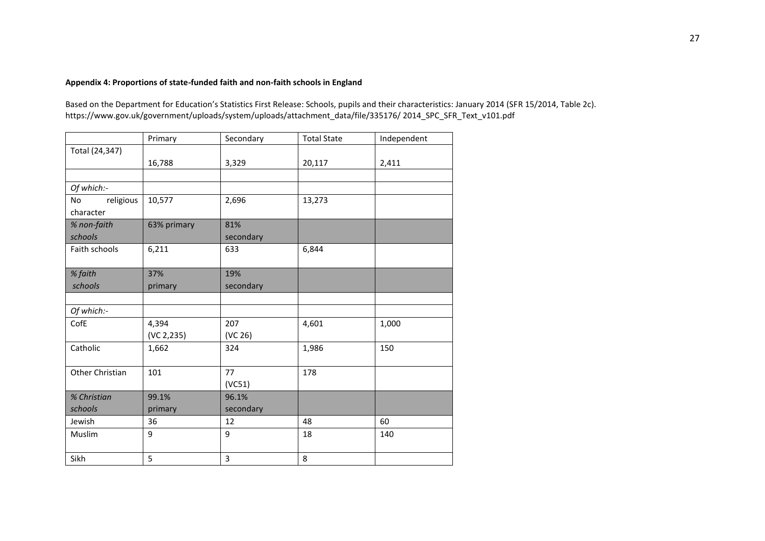**Appendix 4: Proportions of state-funded faith and non-faith schools in England**

Based on the Department for Education's Statistics First Release: Schools, pupils and their characteristics: January 2014 (SFR 15/2014, Table 2c). https://www.gov.uk/government/uploads/system/uploads/attachment_data/file/335176/ 2014_SPC_SFR_Text_v101.pdf

| | Primary | Secondary | Total State | Independent |
|---|---|---|---|---|
| Total (24,347) | 16,788 | 3,329 | 20,117 | 2,411 |
| | | | | |
| *Of which:-* | | | | |
| No religious character | 10,577 | 2,696 | 13,273 | |
| *% non-faith schools* | 63% primary | 81% secondary | | |
| Faith schools | 6,211 | 633 | 6,844 | |
| *% faith schools* | 37% primary | 19% secondary | | |
| | | | | |
| *Of which:-* | | | | |
| CofE | 4,394 (VC 2,235) | 207 (VC 26) | 4,601 | 1,000 |
| Catholic | 1,662 | 324 | 1,986 | 150 |
| Other Christian | 101 | 77 (VC51) | 178 | |
| *% Christian schools* | 99.1% primary | 96.1% secondary | | |
| Jewish | 36 | 12 | 48 | 60 |
| Muslim | 9 | 9 | 18 | 140 |
| Sikh | 5 | 3 | 8 | |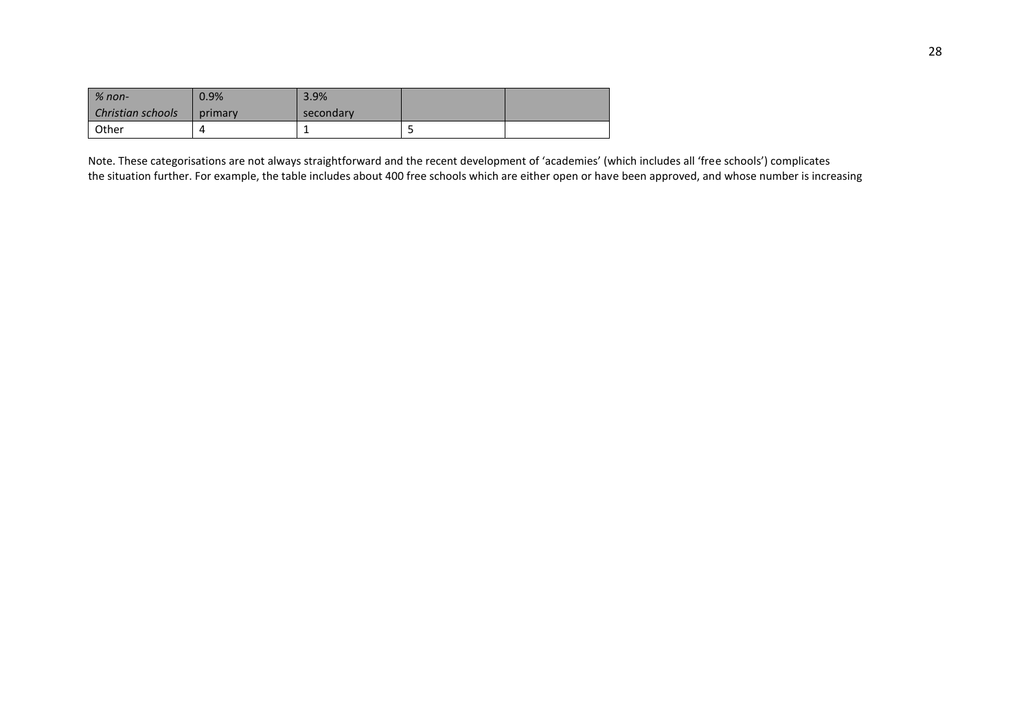| | | | | |
|---|---|---|---|---|
| *% non-Christian schools* | 0.9% primary | 3.9% secondary | | |
| Other | 4 | 1 | 5 | |

Note. These categorisations are not always straightforward and the recent development of 'academies' (which includes all 'free schools') complicates the situation further. For example, the table includes about 400 free schools which are either open or have been approved, and whose number is increasing